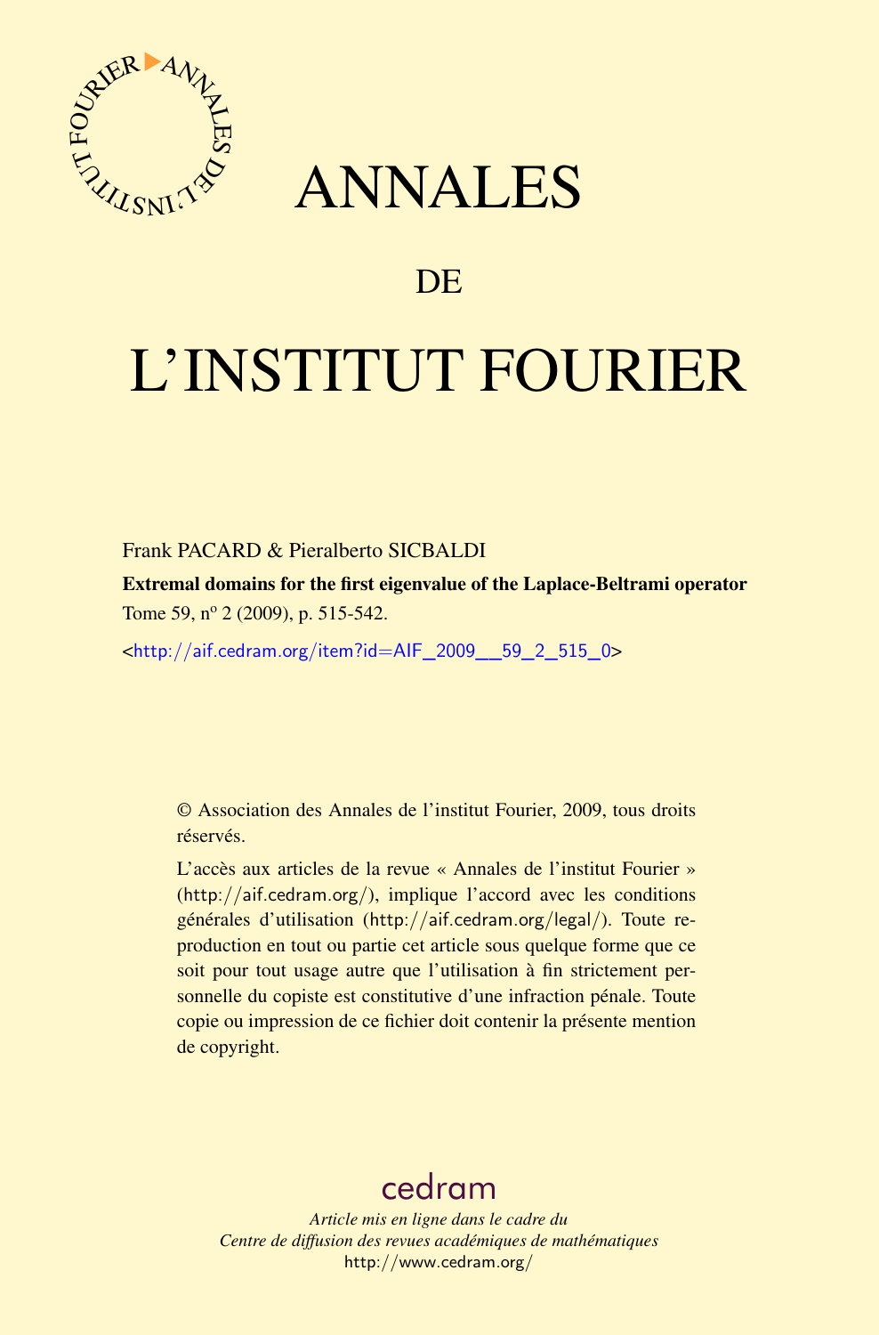# ANNALES

# DE

# L'INSTITUT FOURIER

Frank PACARD & Pieralberto SICBALDI

**Extremal domains for the first eigenvalue of the Laplace-Beltrami operator**

Tome 59, nº 2 (2009), p. 515-542.

<http://aif.cedram.org/item?id=AIF_2009__59_2_515_0>

© Association des Annales de l'institut Fourier, 2009, tous droits réservés.

L'accès aux articles de la revue « Annales de l'institut Fourier » (http://aif.cedram.org/), implique l'accord avec les conditions générales d'utilisation (http://aif.cedram.org/legal/). Toute reproduction en tout ou partie cet article sous quelque forme que ce soit pour tout usage autre que l'utilisation à fin strictement personnelle du copiste est constitutive d'une infraction pénale. Toute copie ou impression de ce fichier doit contenir la présente mention de copyright.

cedram

*Article mis en ligne dans le cadre du*
*Centre de diffusion des revues académiques de mathématiques*
http://www.cedram.org/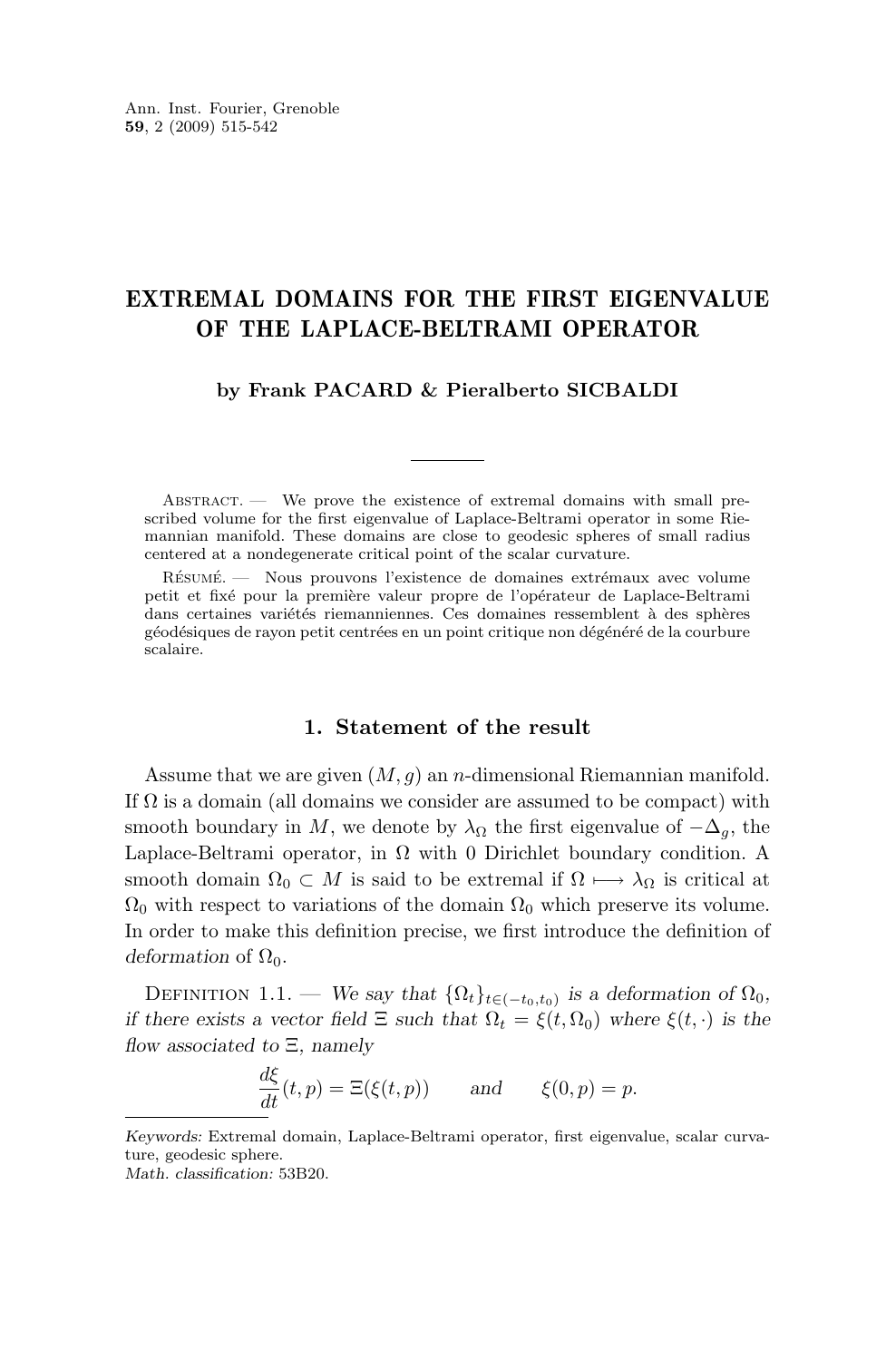# EXTREMAL DOMAINS FOR THE FIRST EIGENVALUE OF THE LAPLACE-BELTRAMI OPERATOR

**by Frank PACARD & Pieralberto SICBALDI**

Abstract. — We prove the existence of extremal domains with small prescribed volume for the first eigenvalue of Laplace-Beltrami operator in some Riemannian manifold. These domains are close to geodesic spheres of small radius centered at a nondegenerate critical point of the scalar curvature.

Résumé. — Nous prouvons l'existence de domaines extrémaux avec volume petit et fixé pour la première valeur propre de l'opérateur de Laplace-Beltrami dans certaines variétés riemanniennes. Ces domaines ressemblent à des sphères géodésiques de rayon petit centrées en un point critique non dégénéré de la courbure scalaire.

## 1. Statement of the result

Assume that we are given $(M, g)$ an $n$-dimensional Riemannian manifold. If $\Omega$ is a domain (all domains we consider are assumed to be compact) with smooth boundary in $M$, we denote by $\lambda_\Omega$ the first eigenvalue of $-\Delta_g$, the Laplace-Beltrami operator, in $\Omega$ with 0 Dirichlet boundary condition. A smooth domain $\Omega_0 \subset M$ is said to be extremal if $\Omega \longmapsto \lambda_\Omega$ is critical at $\Omega_0$ with respect to variations of the domain $\Omega_0$ which preserve its volume. In order to make this definition precise, we first introduce the definition of *deformation* of $\Omega_0$.

Definition 1.1. — *We say that $\{\Omega_t\}_{t\in(-t_0,t_0)}$ is a deformation of $\Omega_0$, if there exists a vector field $\Xi$ such that $\Omega_t = \xi(t, \Omega_0)$ where $\xi(t,\cdot)$ is the flow associated to $\Xi$, namely*

$$\frac{d\xi}{dt}(t,p) = \Xi(\xi(t,p)) \qquad \text{and} \qquad \xi(0,p) = p.$$

*Keywords:* Extremal domain, Laplace-Beltrami operator, first eigenvalue, scalar curvature, geodesic sphere.
*Math. classification:* 53B20.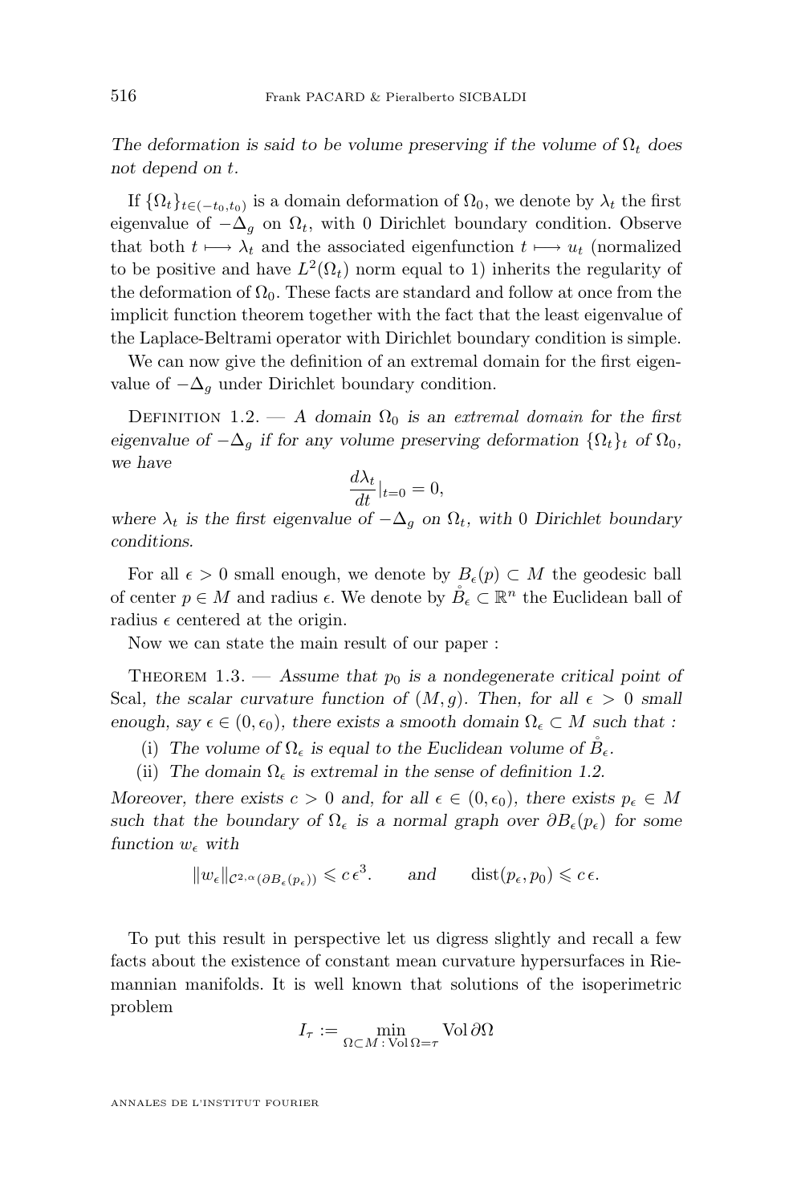*The deformation is said to be volume preserving if the volume of $\Omega_t$ does not depend on $t$.*

If $\{\Omega_t\}_{t\in(-t_0,t_0)}$ is a domain deformation of $\Omega_0$, we denote by $\lambda_t$ the first eigenvalue of $-\Delta_g$ on $\Omega_t$, with 0 Dirichlet boundary condition. Observe that both $t \longmapsto \lambda_t$ and the associated eigenfunction $t \longmapsto u_t$ (normalized to be positive and have $L^2(\Omega_t)$ norm equal to 1) inherits the regularity of the deformation of $\Omega_0$. These facts are standard and follow at once from the implicit function theorem together with the fact that the least eigenvalue of the Laplace-Beltrami operator with Dirichlet boundary condition is simple.

We can now give the definition of an extremal domain for the first eigenvalue of $-\Delta_g$ under Dirichlet boundary condition.

Definition 1.2. — *A domain $\Omega_0$ is an extremal domain for the first eigenvalue of $-\Delta_g$ if for any volume preserving deformation $\{\Omega_t\}_t$ of $\Omega_0$, we have*

$$\frac{d\lambda_t}{dt}|_{t=0} = 0,$$

*where $\lambda_t$ is the first eigenvalue of $-\Delta_g$ on $\Omega_t$, with 0 Dirichlet boundary conditions.*

For all $\epsilon > 0$ small enough, we denote by $B_\epsilon(p) \subset M$ the geodesic ball of center $p \in M$ and radius $\epsilon$. We denote by $\mathring{B}_\epsilon \subset \mathbb{R}^n$ the Euclidean ball of radius $\epsilon$ centered at the origin.

Now we can state the main result of our paper :

Theorem 1.3. — *Assume that $p_0$ is a nondegenerate critical point of* Scal, *the scalar curvature function of $(M,g)$. Then, for all $\epsilon > 0$ small enough, say $\epsilon \in (0,\epsilon_0)$, there exists a smooth domain $\Omega_\epsilon \subset M$ such that :*

(i) *The volume of $\Omega_\epsilon$ is equal to the Euclidean volume of $\mathring{B}_\epsilon$.*

(ii) *The domain $\Omega_\epsilon$ is extremal in the sense of definition 1.2.*

*Moreover, there exists $c > 0$ and, for all $\epsilon \in (0,\epsilon_0)$, there exists $p_\epsilon \in M$ such that the boundary of $\Omega_\epsilon$ is a normal graph over $\partial B_\epsilon(p_\epsilon)$ for some function $w_\epsilon$ with*

$$\|w_\epsilon\|_{\mathcal{C}^{2,\alpha}(\partial B_\epsilon(p_\epsilon))} \leqslant c\,\epsilon^3. \qquad \text{and} \qquad \mathrm{dist}(p_\epsilon, p_0) \leqslant c\,\epsilon.$$

To put this result in perspective let us digress slightly and recall a few facts about the existence of constant mean curvature hypersurfaces in Riemannian manifolds. It is well known that solutions of the isoperimetric problem

$$I_\tau := \min_{\Omega\subset M\,:\,\mathrm{Vol}\,\Omega=\tau} \mathrm{Vol}\,\partial\Omega$$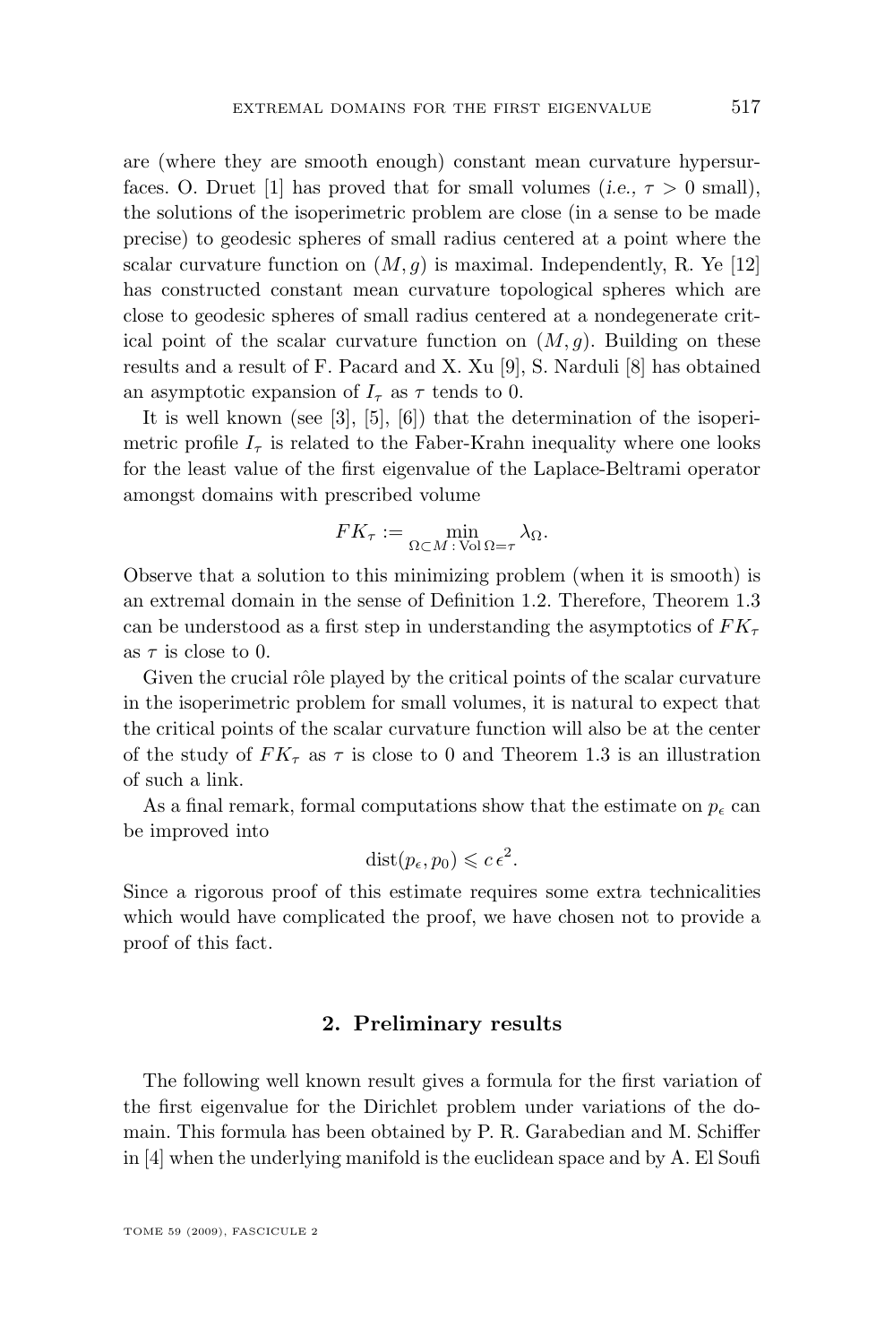are (where they are smooth enough) constant mean curvature hypersurfaces. O. Druet [1] has proved that for small volumes (*i.e.,* $\tau > 0$ small), the solutions of the isoperimetric problem are close (in a sense to be made precise) to geodesic spheres of small radius centered at a point where the scalar curvature function on $(M, g)$ is maximal. Independently, R. Ye [12] has constructed constant mean curvature topological spheres which are close to geodesic spheres of small radius centered at a nondegenerate critical point of the scalar curvature function on $(M, g)$. Building on these results and a result of F. Pacard and X. Xu [9], S. Narduli [8] has obtained an asymptotic expansion of $I_\tau$ as $\tau$ tends to 0.

It is well known (see [3], [5], [6]) that the determination of the isoperimetric profile $I_\tau$ is related to the Faber-Krahn inequality where one looks for the least value of the first eigenvalue of the Laplace-Beltrami operator amongst domains with prescribed volume

$$FK_\tau := \min_{\Omega \subset M \,:\, \mathrm{Vol}\,\Omega = \tau} \lambda_\Omega.$$

Observe that a solution to this minimizing problem (when it is smooth) is an extremal domain in the sense of Definition 1.2. Therefore, Theorem 1.3 can be understood as a first step in understanding the asymptotics of $FK_\tau$ as $\tau$ is close to 0.

Given the crucial rôle played by the critical points of the scalar curvature in the isoperimetric problem for small volumes, it is natural to expect that the critical points of the scalar curvature function will also be at the center of the study of $FK_\tau$ as $\tau$ is close to 0 and Theorem 1.3 is an illustration of such a link.

As a final remark, formal computations show that the estimate on $p_\epsilon$ can be improved into

$$\mathrm{dist}(p_\epsilon, p_0) \leqslant c\, \epsilon^2.$$

Since a rigorous proof of this estimate requires some extra technicalities which would have complicated the proof, we have chosen not to provide a proof of this fact.

## 2. Preliminary results

The following well known result gives a formula for the first variation of the first eigenvalue for the Dirichlet problem under variations of the domain. This formula has been obtained by P. R. Garabedian and M. Schiffer in [4] when the underlying manifold is the euclidean space and by A. El Soufi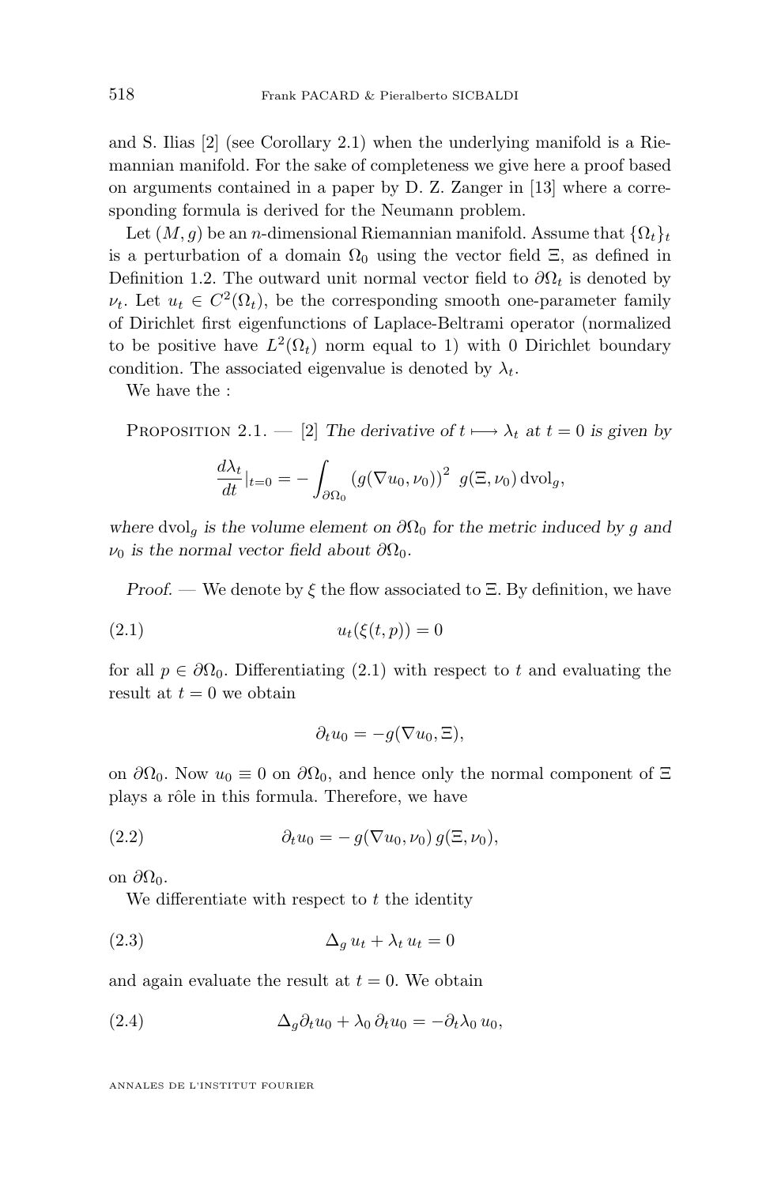and S. Ilias [2] (see Corollary 2.1) when the underlying manifold is a Riemannian manifold. For the sake of completeness we give here a proof based on arguments contained in a paper by D. Z. Zanger in [13] where a corresponding formula is derived for the Neumann problem.

Let $(M, g)$ be an $n$-dimensional Riemannian manifold. Assume that $\{\Omega_t\}_t$ is a perturbation of a domain $\Omega_0$ using the vector field $\Xi$, as defined in Definition 1.2. The outward unit normal vector field to $\partial\Omega_t$ is denoted by $\nu_t$. Let $u_t \in C^2(\Omega_t)$, be the corresponding smooth one-parameter family of Dirichlet first eigenfunctions of Laplace-Beltrami operator (normalized to be positive have $L^2(\Omega_t)$ norm equal to 1) with 0 Dirichlet boundary condition. The associated eigenvalue is denoted by $\lambda_t$.

We have the :

Proposition 2.1. — [2] *The derivative of* $t \longmapsto \lambda_t$ *at* $t = 0$ *is given by*

$$\frac{d\lambda_t}{dt}|_{t=0} = -\int_{\partial\Omega_0} \left(g(\nabla u_0, \nu_0)\right)^2 \, g(\Xi, \nu_0) \, \mathrm{dvol}_g,$$

*where* $\mathrm{dvol}_g$ *is the volume element on* $\partial\Omega_0$ *for the metric induced by* $g$ *and* $\nu_0$ *is the normal vector field about* $\partial\Omega_0$.

*Proof.* — We denote by $\xi$ the flow associated to $\Xi$. By definition, we have

$$u_t(\xi(t,p)) = 0 \tag{2.1}$$

for all $p \in \partial\Omega_0$. Differentiating (2.1) with respect to $t$ and evaluating the result at $t = 0$ we obtain

$$\partial_t u_0 = -g(\nabla u_0, \Xi),$$

on $\partial\Omega_0$. Now $u_0 \equiv 0$ on $\partial\Omega_0$, and hence only the normal component of $\Xi$ plays a rôle in this formula. Therefore, we have

$$\partial_t u_0 = -\, g(\nabla u_0, \nu_0) \, g(\Xi, \nu_0), \tag{2.2}$$

on $\partial\Omega_0$.

We differentiate with respect to $t$ the identity

$$\Delta_g \, u_t + \lambda_t \, u_t = 0 \tag{2.3}$$

and again evaluate the result at $t = 0$. We obtain

$$\Delta_g \partial_t u_0 + \lambda_0 \, \partial_t u_0 = -\partial_t \lambda_0 \, u_0, \tag{2.4}$$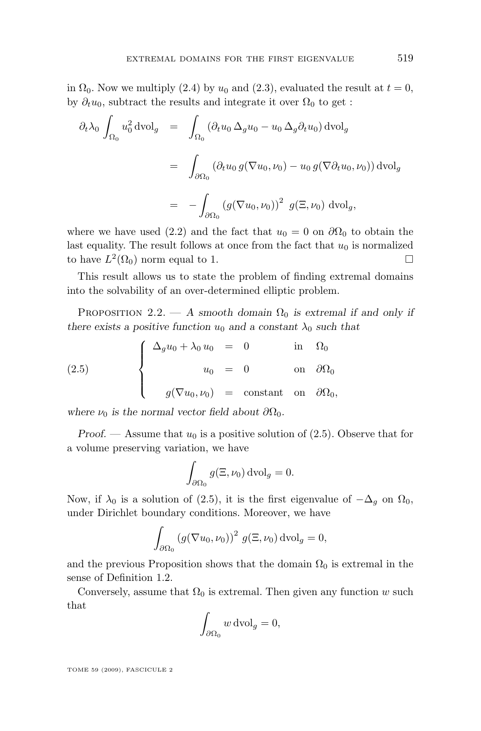in $\Omega_0$. Now we multiply (2.4) by $u_0$ and (2.3), evaluated the result at $t=0$, by $\partial_t u_0$, subtract the results and integrate it over $\Omega_0$ to get :

$$
\begin{aligned}
\partial_t \lambda_0 \int_{\Omega_0} u_0^2 \,\mathrm{dvol}_g &= \int_{\Omega_0} (\partial_t u_0 \, \Delta_g u_0 - u_0 \, \Delta_g \partial_t u_0) \,\mathrm{dvol}_g \\
&= \int_{\partial\Omega_0} (\partial_t u_0 \, g(\nabla u_0, \nu_0) - u_0 \, g(\nabla \partial_t u_0, \nu_0)) \,\mathrm{dvol}_g \\
&= -\int_{\partial\Omega_0} (g(\nabla u_0, \nu_0))^2 \; g(\Xi, \nu_0) \;\mathrm{dvol}_g,
\end{aligned}
$$

where we have used (2.2) and the fact that $u_0 = 0$ on $\partial\Omega_0$ to obtain the last equality. The result follows at once from the fact that $u_0$ is normalized to have $L^2(\Omega_0)$ norm equal to 1. $\square$

This result allows us to state the problem of finding extremal domains into the solvability of an over-determined elliptic problem.

Proposition 2.2. — *A smooth domain $\Omega_0$ is extremal if and only if there exists a positive function $u_0$ and a constant $\lambda_0$ such that*

$$
(2.5) \qquad \left\{
\begin{aligned}
\Delta_g u_0 + \lambda_0 \, u_0 &= 0 && \text{in} \quad \Omega_0 \\
u_0 &= 0 && \text{on} \quad \partial\Omega_0 \\
g(\nabla u_0, \nu_0) &= \text{constant} && \text{on} \quad \partial\Omega_0,
\end{aligned}
\right.
$$

*where $\nu_0$ is the normal vector field about $\partial\Omega_0$.*

*Proof.* — Assume that $u_0$ is a positive solution of (2.5). Observe that for a volume preserving variation, we have

$$
\int_{\partial\Omega_0} g(\Xi, \nu_0) \,\mathrm{dvol}_g = 0.
$$

Now, if $\lambda_0$ is a solution of (2.5), it is the first eigenvalue of $-\Delta_g$ on $\Omega_0$, under Dirichlet boundary conditions. Moreover, we have

$$
\int_{\partial\Omega_0} (g(\nabla u_0, \nu_0))^2 \; g(\Xi, \nu_0) \,\mathrm{dvol}_g = 0,
$$

and the previous Proposition shows that the domain $\Omega_0$ is extremal in the sense of Definition 1.2.

Conversely, assume that $\Omega_0$ is extremal. Then given any function $w$ such that

$$
\int_{\partial\Omega_0} w \,\mathrm{dvol}_g = 0,
$$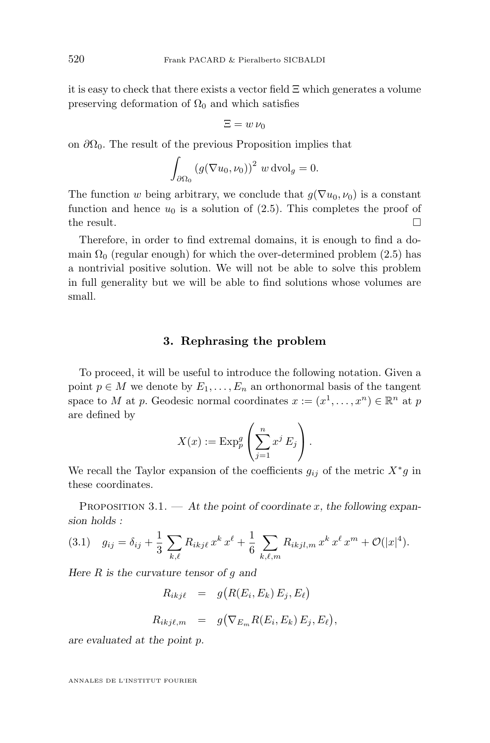it is easy to check that there exists a vector field $\Xi$ which generates a volume preserving deformation of $\Omega_0$ and which satisfies

$$\Xi = w\,\nu_0$$

on $\partial\Omega_0$. The result of the previous Proposition implies that

$$\int_{\partial\Omega_0} (g(\nabla u_0, \nu_0))^2 \; w \,\mathrm{dvol}_g = 0.$$

The function $w$ being arbitrary, we conclude that $g(\nabla u_0, \nu_0)$ is a constant function and hence $u_0$ is a solution of (2.5). This completes the proof of the result. □

Therefore, in order to find extremal domains, it is enough to find a domain $\Omega_0$ (regular enough) for which the over-determined problem (2.5) has a nontrivial positive solution. We will not be able to solve this problem in full generality but we will be able to find solutions whose volumes are small.

## 3. Rephrasing the problem

To proceed, it will be useful to introduce the following notation. Given a point $p \in M$ we denote by $E_1, \ldots, E_n$ an orthonormal basis of the tangent space to $M$ at $p$. Geodesic normal coordinates $x := (x^1, \ldots, x^n) \in \mathbb{R}^n$ at $p$ are defined by

$$X(x) := \mathrm{Exp}_p^g \left( \sum_{j=1}^{n} x^j \, E_j \right).$$

We recall the Taylor expansion of the coefficients $g_{ij}$ of the metric $X^*g$ in these coordinates.

Proposition 3.1. — *At the point of coordinate $x$, the following expansion holds :*

$$g_{ij} = \delta_{ij} + \frac{1}{3} \sum_{k,\ell} R_{ikj\ell} \, x^k \, x^\ell + \frac{1}{6} \sum_{k,\ell,m} R_{ikjl,m} \, x^k \, x^\ell \, x^m + \mathcal{O}(|x|^4). \tag{3.1}$$

*Here $R$ is the curvature tensor of $g$ and*

$$R_{ikj\ell} \;=\; g\big(R(E_i, E_k)\, E_j, E_\ell\big)$$

$$R_{ikj\ell,m} \;=\; g\big(\nabla_{E_m} R(E_i, E_k)\, E_j, E_\ell\big),$$

*are evaluated at the point $p$.*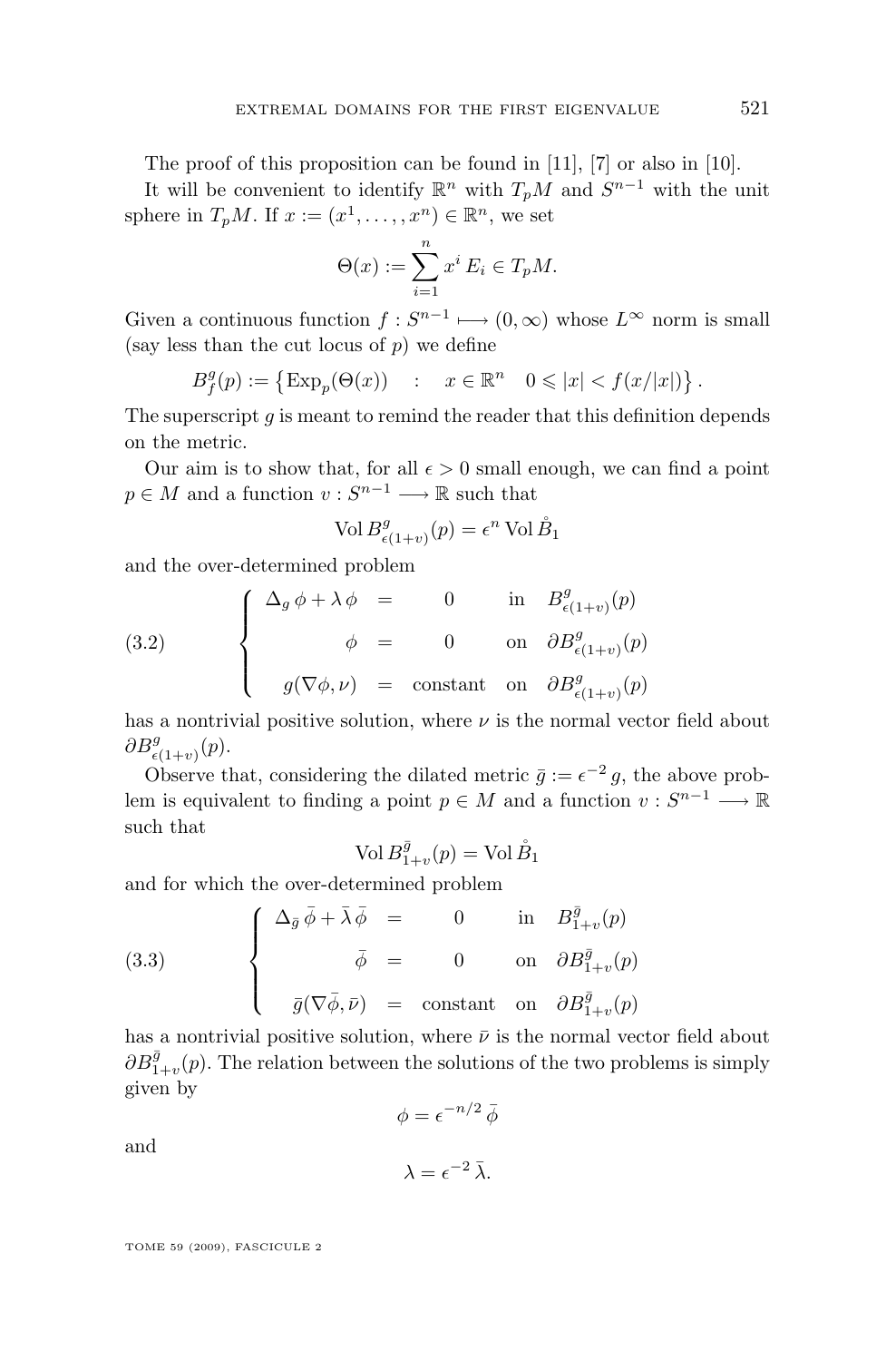The proof of this proposition can be found in [11], [7] or also in [10].

It will be convenient to identify $\mathbb{R}^n$ with $T_pM$ and $S^{n-1}$ with the unit sphere in $T_pM$. If $x := (x^1, \ldots, , x^n) \in \mathbb{R}^n$, we set

$$\Theta(x) := \sum_{i=1}^{n} x^i \, E_i \in T_pM.$$

Given a continuous function $f : S^{n-1} \longmapsto (0, \infty)$ whose $L^\infty$ norm is small (say less than the cut locus of $p$) we define

$$B^g_f(p) := \left\{ \operatorname{Exp}_p(\Theta(x)) \quad : \quad x \in \mathbb{R}^n \quad 0 \leqslant |x| < f(x/|x|) \right\}.$$

The superscript $g$ is meant to remind the reader that this definition depends on the metric.

Our aim is to show that, for all $\epsilon > 0$ small enough, we can find a point $p \in M$ and a function $v : S^{n-1} \longrightarrow \mathbb{R}$ such that

$$\operatorname{Vol} B^g_{\epsilon(1+v)}(p) = \epsilon^n \operatorname{Vol} \mathring{B}_1$$

and the over-determined problem

$$\tag{3.2} \left\{ \begin{array}{rclll} \Delta_g \, \phi + \lambda \, \phi & = & 0 & \text{in} & B^g_{\epsilon(1+v)}(p) \\[2mm] \phi & = & 0 & \text{on} & \partial B^g_{\epsilon(1+v)}(p) \\[2mm] g(\nabla \phi, \nu) & = & \text{constant} & \text{on} & \partial B^g_{\epsilon(1+v)}(p) \end{array} \right.$$

has a nontrivial positive solution, where $\nu$ is the normal vector field about $\partial B^g_{\epsilon(1+v)}(p)$.

Observe that, considering the dilated metric $\bar{g} := \epsilon^{-2} \, g$, the above problem is equivalent to finding a point $p \in M$ and a function $v : S^{n-1} \longrightarrow \mathbb{R}$ such that

$$\operatorname{Vol} B^{\bar{g}}_{1+v}(p) = \operatorname{Vol} \mathring{B}_1$$

and for which the over-determined problem

$$\tag{3.3} \left\{ \begin{array}{rclll} \Delta_{\bar{g}} \, \bar{\phi} + \bar{\lambda} \, \bar{\phi} & = & 0 & \text{in} & B^{\bar{g}}_{1+v}(p) \\[2mm] \bar{\phi} & = & 0 & \text{on} & \partial B^{\bar{g}}_{1+v}(p) \\[2mm] \bar{g}(\nabla \bar{\phi}, \bar{\nu}) & = & \text{constant} & \text{on} & \partial B^{\bar{g}}_{1+v}(p) \end{array} \right.$$

has a nontrivial positive solution, where $\bar{\nu}$ is the normal vector field about $\partial B^{\bar{g}}_{1+v}(p)$. The relation between the solutions of the two problems is simply given by

$$\phi = \epsilon^{-n/2} \, \bar{\phi}$$

and

$$\lambda = \epsilon^{-2} \, \bar{\lambda}.$$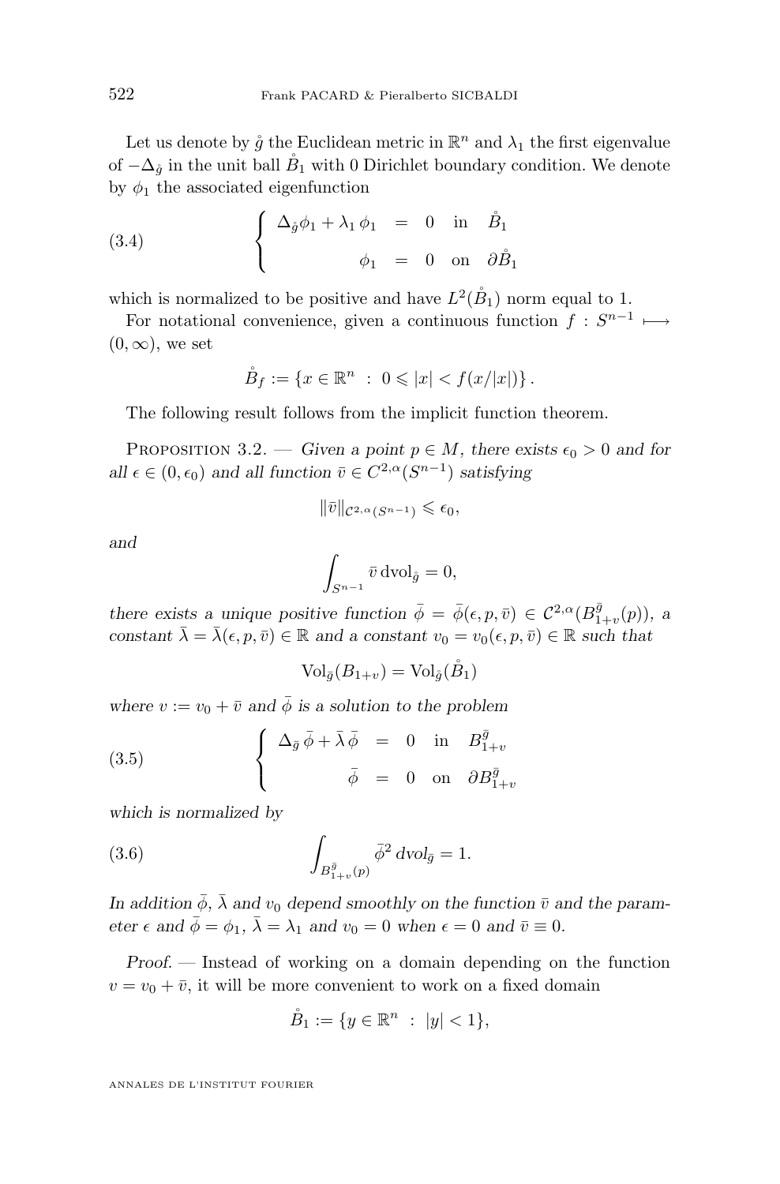Let us denote by $\mathring{g}$ the Euclidean metric in $\mathbb{R}^n$ and $\lambda_1$ the first eigenvalue of $-\Delta_{\mathring{g}}$ in the unit ball $\mathring{B}_1$ with 0 Dirichlet boundary condition. We denote by $\phi_1$ the associated eigenfunction

$$
\left\{
\begin{array}{rcll}
\Delta_{\mathring{g}} \phi_1 + \lambda_1 \, \phi_1 & = & 0 & \text{in} \quad \mathring{B}_1 \\
\phi_1 & = & 0 & \text{on} \quad \partial \mathring{B}_1
\end{array}
\right.
\tag{3.4}
$$

which is normalized to be positive and have $L^2(\mathring{B}_1)$ norm equal to 1.

For notational convenience, given a continuous function $f : S^{n-1} \longmapsto (0, \infty)$, we set

$$
\mathring{B}_f := \{ x \in \mathbb{R}^n \ : \ 0 \leqslant |x| < f(x/|x|) \} .
$$

The following result follows from the implicit function theorem.

Proposition 3.2. — *Given a point $p \in M$, there exists $\epsilon_0 > 0$ and for all $\epsilon \in (0, \epsilon_0)$ and all function $\bar{v} \in C^{2,\alpha}(S^{n-1})$ satisfying*

$$
\|\bar{v}\|_{\mathcal{C}^{2,\alpha}(S^{n-1})} \leqslant \epsilon_0,
$$

*and*

$$
\int_{S^{n-1}} \bar{v} \, \mathrm{dvol}_{\mathring{g}} = 0,
$$

*there exists a unique positive function $\bar{\phi} = \bar{\phi}(\epsilon, p, \bar{v}) \in \mathcal{C}^{2,\alpha}(B^{\bar{g}}_{1+v}(p))$, a constant $\bar{\lambda} = \bar{\lambda}(\epsilon, p, \bar{v}) \in \mathbb{R}$ and a constant $v_0 = v_0(\epsilon, p, \bar{v}) \in \mathbb{R}$ such that*

$$
\mathrm{Vol}_{\bar{g}}(B_{1+v}) = \mathrm{Vol}_{\mathring{g}}(\mathring{B}_1)
$$

*where $v := v_0 + \bar{v}$ and $\bar{\phi}$ is a solution to the problem*

$$
\left\{
\begin{array}{rcll}
\Delta_{\bar{g}} \, \bar{\phi} + \bar{\lambda} \, \bar{\phi} & = & 0 & \text{in} \quad B^{\bar{g}}_{1+v} \\
\bar{\phi} & = & 0 & \text{on} \quad \partial B^{\bar{g}}_{1+v}
\end{array}
\right.
\tag{3.5}
$$

*which is normalized by*

$$
\int_{B^{\bar{g}}_{1+v}(p)} \bar{\phi}^2 \, dvol_{\bar{g}} = 1.
\tag{3.6}
$$

*In addition $\bar{\phi}$, $\bar{\lambda}$ and $v_0$ depend smoothly on the function $\bar{v}$ and the parameter $\epsilon$ and $\bar{\phi} = \phi_1$, $\bar{\lambda} = \lambda_1$ and $v_0 = 0$ when $\epsilon = 0$ and $\bar{v} \equiv 0$.*

*Proof.* — Instead of working on a domain depending on the function $v = v_0 + \bar{v}$, it will be more convenient to work on a fixed domain

$$
\mathring{B}_1 := \{ y \in \mathbb{R}^n \ : \ |y| < 1 \},
$$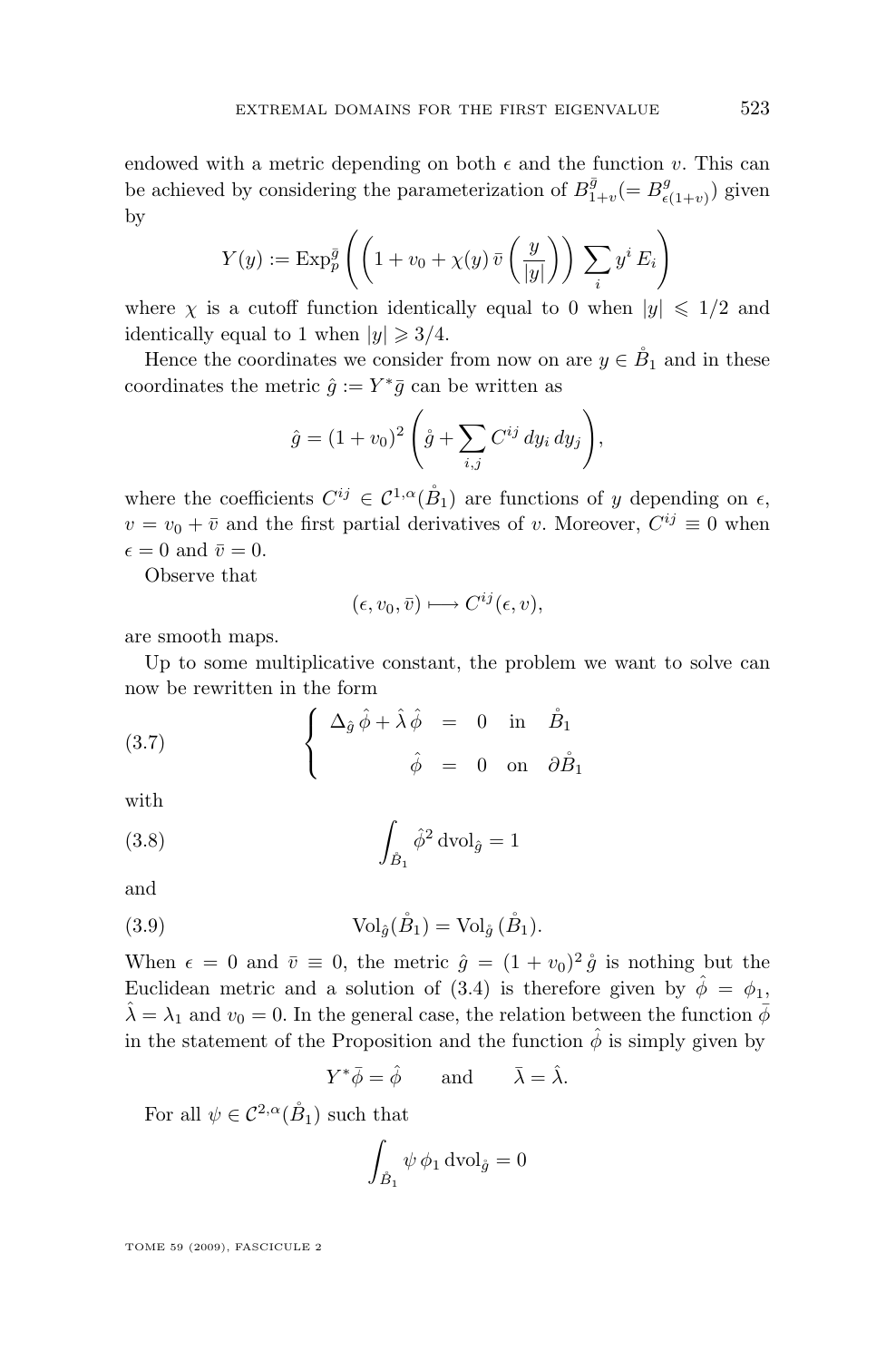endowed with a metric depending on both $\epsilon$ and the function $v$. This can be achieved by considering the parameterization of $B^{\bar{g}}_{1+v} (= B^{g}_{\epsilon(1+v)})$ given by

$$Y(y) := \mathrm{Exp}^{\bar{g}}_p \left( \left( 1 + v_0 + \chi(y)\, \bar{v}\left(\frac{y}{|y|}\right)\right) \sum_i y^i\, E_i \right)$$

where $\chi$ is a cutoff function identically equal to 0 when $|y| \leqslant 1/2$ and identically equal to 1 when $|y| \geqslant 3/4$.

Hence the coordinates we consider from now on are $y \in \mathring{B}_1$ and in these coordinates the metric $\hat{g} := Y^* \bar{g}$ can be written as

$$\hat{g} = (1+v_0)^2 \left( \mathring{g} + \sum_{i,j} C^{ij}\, dy_i\, dy_j \right),$$

where the coefficients $C^{ij} \in \mathcal{C}^{1,\alpha}(\mathring{B}_1)$ are functions of $y$ depending on $\epsilon$, $v = v_0 + \bar{v}$ and the first partial derivatives of $v$. Moreover, $C^{ij} \equiv 0$ when $\epsilon = 0$ and $\bar{v} = 0$.

Observe that

$$(\epsilon, v_0, \bar{v}) \longmapsto C^{ij}(\epsilon, v),$$

are smooth maps.

Up to some multiplicative constant, the problem we want to solve can now be rewritten in the form

$$\left\{ \begin{array}{rcll} \Delta_{\hat{g}}\, \hat{\phi} + \hat{\lambda}\, \hat{\phi} & = & 0 & \text{in} \quad \mathring{B}_1 \\[2mm] \hat{\phi} & = & 0 & \text{on} \quad \partial \mathring{B}_1 \end{array} \right. \tag{3.7}$$

with

$$\int_{\mathring{B}_1} \hat{\phi}^2 \, \mathrm{dvol}_{\hat{g}} = 1 \tag{3.8}$$

and

$$\mathrm{Vol}_{\hat{g}}(\mathring{B}_1) = \mathrm{Vol}_{\mathring{g}}\,(\mathring{B}_1). \tag{3.9}$$

When $\epsilon = 0$ and $\bar{v} \equiv 0$, the metric $\hat{g} = (1+v_0)^2\, \mathring{g}$ is nothing but the Euclidean metric and a solution of (3.4) is therefore given by $\hat{\phi} = \phi_1$, $\hat{\lambda} = \lambda_1$ and $v_0 = 0$. In the general case, the relation between the function $\bar{\phi}$ in the statement of the Proposition and the function $\hat{\phi}$ is simply given by

$$Y^* \bar{\phi} = \hat{\phi} \qquad \text{and} \qquad \bar{\lambda} = \hat{\lambda}.$$

For all $\psi \in \mathcal{C}^{2,\alpha}(\mathring{B}_1)$ such that

$$\int_{\mathring{B}_1} \psi\, \phi_1 \, \mathrm{dvol}_{\mathring{g}} = 0$$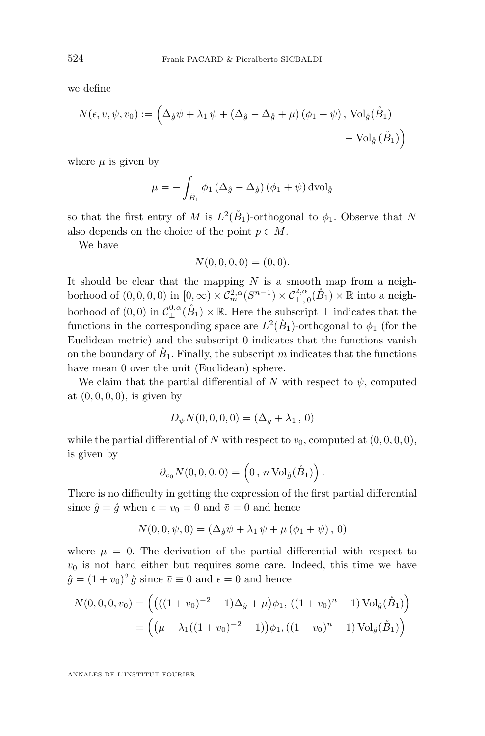we define

$$N(\epsilon, \bar{v}, \psi, v_0) := \Big(\Delta_{\mathring{g}}\psi + \lambda_1\,\psi + (\Delta_{\hat{g}} - \Delta_{\mathring{g}} + \mu)\,(\phi_1 + \psi)\,,\ \mathrm{Vol}_{\hat{g}}(\mathring{B}_1) - \mathrm{Vol}_{\mathring{g}}\,(\mathring{B}_1)\Big)$$

where $\mu$ is given by

$$\mu = -\int_{\mathring{B}_1} \phi_1\,(\Delta_{\hat{g}} - \Delta_{\mathring{g}})\,(\phi_1 + \psi)\,\mathrm{dvol}_{\mathring{g}}$$

so that the first entry of $M$ is $L^2(\mathring{B}_1)$-orthogonal to $\phi_1$. Observe that $N$ also depends on the choice of the point $p \in M$.

We have

$$N(0,0,0,0) = (0,0).$$

It should be clear that the mapping $N$ is a smooth map from a neighborhood of $(0,0,0,0)$ in $[0,\infty) \times \mathcal{C}^{2,\alpha}_m(S^{n-1}) \times \mathcal{C}^{2,\alpha}_{\perp,0}(\mathring{B}_1) \times \mathbb{R}$ into a neighborhood of $(0,0)$ in $\mathcal{C}^{0,\alpha}_{\perp}(\mathring{B}_1) \times \mathbb{R}$. Here the subscript $\perp$ indicates that the functions in the corresponding space are $L^2(\mathring{B}_1)$-orthogonal to $\phi_1$ (for the Euclidean metric) and the subscript $0$ indicates that the functions vanish on the boundary of $\mathring{B}_1$. Finally, the subscript $m$ indicates that the functions have mean $0$ over the unit (Euclidean) sphere.

We claim that the partial differential of $N$ with respect to $\psi$, computed at $(0,0,0,0)$, is given by

$$D_\psi N(0,0,0,0) = (\Delta_{\mathring{g}} + \lambda_1\,,\,0)$$

while the partial differential of $N$ with respect to $v_0$, computed at $(0,0,0,0)$, is given by

$$\partial_{v_0} N(0,0,0,0) = \Big(0\,,\,n\,\mathrm{Vol}_{\mathring{g}}(\mathring{B}_1)\Big)\,.$$

There is no difficulty in getting the expression of the first partial differential since $\hat{g} = \mathring{g}$ when $\epsilon = v_0 = 0$ and $\bar{v} = 0$ and hence

$$N(0,0,\psi,0) = (\Delta_{\mathring{g}}\psi + \lambda_1\,\psi + \mu\,(\phi_1 + \psi)\,,\,0)$$

where $\mu = 0$. The derivation of the partial differential with respect to $v_0$ is not hard either but requires some care. Indeed, this time we have $\hat{g} = (1+v_0)^2\,\mathring{g}$ since $\bar{v} \equiv 0$ and $\epsilon = 0$ and hence

$$\begin{aligned} N(0,0,0,v_0) &= \Big(\big(((1+v_0)^{-2} - 1)\Delta_{\mathring{g}} + \mu\big)\phi_1,\,((1+v_0)^n - 1)\,\mathrm{Vol}_{\mathring{g}}(\mathring{B}_1)\Big) \\ &= \Big(\big(\mu - \lambda_1((1+v_0)^{-2} - 1)\big)\phi_1,\,((1+v_0)^n - 1)\,\mathrm{Vol}_{\mathring{g}}(\mathring{B}_1)\Big) \end{aligned}$$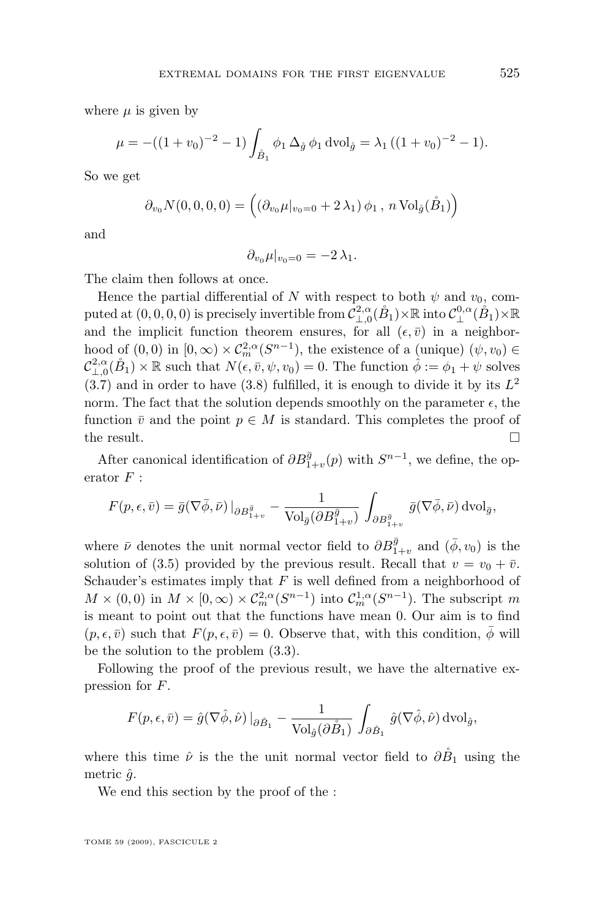where $\mu$ is given by

$$\mu = -((1+v_0)^{-2} - 1) \int_{\mathring{B}_1} \phi_1 \, \Delta_{\mathring{g}} \, \phi_1 \, \mathrm{dvol}_{\mathring{g}} = \lambda_1 \, ((1+v_0)^{-2} - 1).$$

So we get

$$\partial_{v_0} N(0,0,0,0) = \Big( (\partial_{v_0} \mu|_{v_0=0} + 2\,\lambda_1) \, \phi_1 \, , \, n \, \mathrm{Vol}_{\mathring{g}}(\mathring{B}_1) \Big)$$

and

$$\partial_{v_0} \mu|_{v_0=0} = -2\,\lambda_1.$$

The claim then follows at once.

Hence the partial differential of $N$ with respect to both $\psi$ and $v_0$, computed at $(0,0,0,0)$ is precisely invertible from $\mathcal{C}^{2,\alpha}_{\perp,0}(\mathring{B}_1) \times \mathbb{R}$ into $\mathcal{C}^{0,\alpha}_{\perp}(\mathring{B}_1) \times \mathbb{R}$ and the implicit function theorem ensures, for all $(\epsilon, \bar{v})$ in a neighborhood of $(0,0)$ in $[0,\infty) \times \mathcal{C}^{2,\alpha}_m(S^{n-1})$, the existence of a (unique) $(\psi, v_0) \in \mathcal{C}^{2,\alpha}_{\perp,0}(\mathring{B}_1) \times \mathbb{R}$ such that $N(\epsilon, \bar{v}, \psi, v_0) = 0$. The function $\hat{\phi} := \phi_1 + \psi$ solves (3.7) and in order to have (3.8) fulfilled, it is enough to divide it by its $L^2$ norm. The fact that the solution depends smoothly on the parameter $\epsilon$, the function $\bar{v}$ and the point $p \in M$ is standard. This completes the proof of the result. $\square$

After canonical identification of $\partial B^{\bar{g}}_{1+v}(p)$ with $S^{n-1}$, we define, the operator $F$ :

$$F(p, \epsilon, \bar{v}) = \bar{g}(\nabla \bar{\phi}, \bar{\nu}) \, |_{\partial B^{\bar{g}}_{1+v}} - \frac{1}{\mathrm{Vol}_{\bar{g}}(\partial B^{\bar{g}}_{1+v})} \int_{\partial B^{\bar{g}}_{1+v}} \bar{g}(\nabla \bar{\phi}, \bar{\nu}) \, \mathrm{dvol}_{\bar{g}},$$

where $\bar{\nu}$ denotes the unit normal vector field to $\partial B^{\bar{g}}_{1+v}$ and $(\bar{\phi}, v_0)$ is the solution of (3.5) provided by the previous result. Recall that $v = v_0 + \bar{v}$. Schauder's estimates imply that $F$ is well defined from a neighborhood of $M \times (0,0)$ in $M \times [0,\infty) \times \mathcal{C}^{2,\alpha}_m(S^{n-1})$ into $\mathcal{C}^{1,\alpha}_m(S^{n-1})$. The subscript $m$ is meant to point out that the functions have mean 0. Our aim is to find $(p, \epsilon, \bar{v})$ such that $F(p, \epsilon, \bar{v}) = 0$. Observe that, with this condition, $\bar{\phi}$ will be the solution to the problem (3.3).

Following the proof of the previous result, we have the alternative expression for $F$.

$$F(p, \epsilon, \bar{v}) = \hat{g}(\nabla \hat{\phi}, \hat{\nu}) \, |_{\partial \mathring{B}_1} - \frac{1}{\mathrm{Vol}_{\hat{g}}(\partial \mathring{B}_1)} \int_{\partial \mathring{B}_1} \hat{g}(\nabla \hat{\phi}, \hat{\nu}) \, \mathrm{dvol}_{\hat{g}},$$

where this time $\hat{\nu}$ is the the unit normal vector field to $\partial \mathring{B}_1$ using the metric $\hat{g}$.

We end this section by the proof of the :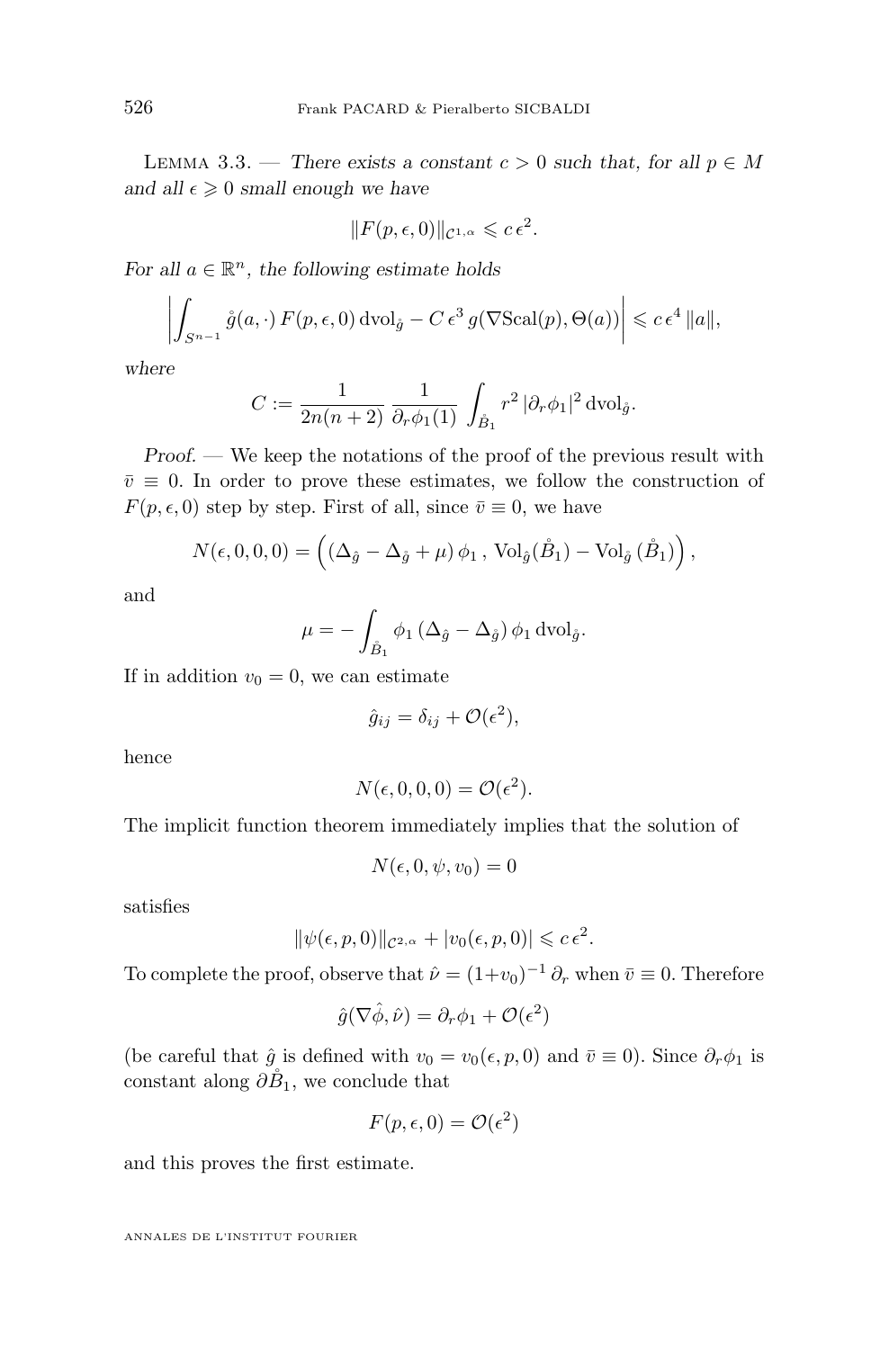Lemma 3.3. — *There exists a constant $c > 0$ such that, for all $p \in M$ and all $\epsilon \geqslant 0$ small enough we have*

$$\|F(p,\epsilon,0)\|_{\mathcal{C}^{1,\alpha}} \leqslant c\,\epsilon^2.$$

*For all $a \in \mathbb{R}^n$, the following estimate holds*

$$\left| \int_{S^{n-1}} \mathring{g}(a,\cdot)\, F(p,\epsilon,0)\,\mathrm{dvol}_{\mathring{g}} - C\,\epsilon^3\, g(\nabla \mathrm{Scal}(p), \Theta(a)) \right| \leqslant c\,\epsilon^4\,\|a\|,$$

*where*

$$C := \frac{1}{2n(n+2)}\,\frac{1}{\partial_r \phi_1(1)} \int_{\mathring{B}_1} r^2\,|\partial_r \phi_1|^2\,\mathrm{dvol}_{\mathring{g}}.$$

*Proof.* — We keep the notations of the proof of the previous result with $\bar{v} \equiv 0$. In order to prove these estimates, we follow the construction of $F(p,\epsilon,0)$ step by step. First of all, since $\bar{v} \equiv 0$, we have

$$N(\epsilon,0,0,0) = \Big( (\Delta_{\hat{g}} - \Delta_{\mathring{g}} + \mu)\,\phi_1\,,\ \mathrm{Vol}_{\hat{g}}(\mathring{B}_1) - \mathrm{Vol}_{\mathring{g}}\,(\mathring{B}_1) \Big),$$

and

$$\mu = - \int_{\mathring{B}_1} \phi_1\,(\Delta_{\hat{g}} - \Delta_{\mathring{g}})\,\phi_1\,\mathrm{dvol}_{\mathring{g}}.$$

If in addition $v_0 = 0$, we can estimate

$$\hat{g}_{ij} = \delta_{ij} + \mathcal{O}(\epsilon^2),$$

hence

$$N(\epsilon,0,0,0) = \mathcal{O}(\epsilon^2).$$

The implicit function theorem immediately implies that the solution of

$$N(\epsilon,0,\psi,v_0) = 0$$

satisfies

$$\|\psi(\epsilon,p,0)\|_{\mathcal{C}^{2,\alpha}} + |v_0(\epsilon,p,0)| \leqslant c\,\epsilon^2.$$

To complete the proof, observe that $\hat{\nu} = (1+v_0)^{-1}\,\partial_r$ when $\bar{v} \equiv 0$. Therefore

$$\hat{g}(\nabla\hat{\phi},\hat{\nu}) = \partial_r \phi_1 + \mathcal{O}(\epsilon^2)$$

(be careful that $\hat{g}$ is defined with $v_0 = v_0(\epsilon,p,0)$ and $\bar{v} \equiv 0$). Since $\partial_r \phi_1$ is constant along $\partial \mathring{B}_1$, we conclude that

$$F(p,\epsilon,0) = \mathcal{O}(\epsilon^2)$$

and this proves the first estimate.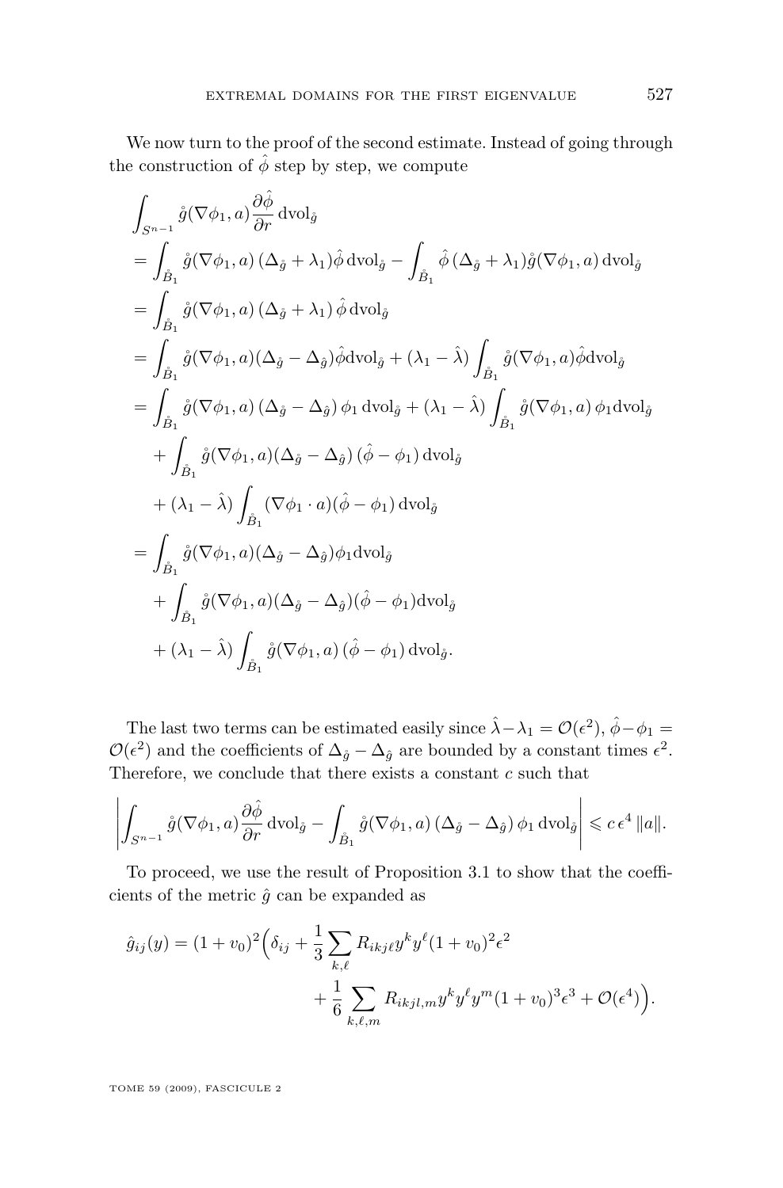We now turn to the proof of the second estimate. Instead of going through the construction of $\hat{\phi}$ step by step, we compute

$$
\begin{aligned}
&\int_{S^{n-1}} \mathring{g}(\nabla \phi_1, a) \frac{\partial \hat{\phi}}{\partial r} \, \mathrm{dvol}_{\mathring{g}} \\
&= \int_{\mathring{B}_1} \mathring{g}(\nabla \phi_1, a) \, (\Delta_{\mathring{g}} + \lambda_1) \hat{\phi} \, \mathrm{dvol}_{\mathring{g}} - \int_{\mathring{B}_1} \hat{\phi} \, (\Delta_{\mathring{g}} + \lambda_1) \mathring{g}(\nabla \phi_1, a) \, \mathrm{dvol}_{\mathring{g}} \\
&= \int_{\mathring{B}_1} \mathring{g}(\nabla \phi_1, a) \, (\Delta_{\mathring{g}} + \lambda_1) \, \hat{\phi} \, \mathrm{dvol}_{\hat{g}} \\
&= \int_{\mathring{B}_1} \mathring{g}(\nabla \phi_1, a) (\Delta_{\mathring{g}} - \Delta_{\hat{g}}) \hat{\phi} \mathrm{dvol}_{\mathring{g}} + (\lambda_1 - \hat{\lambda}) \int_{\mathring{B}_1} \mathring{g}(\nabla \phi_1, a) \hat{\phi} \mathrm{dvol}_{\mathring{g}} \\
&= \int_{\mathring{B}_1} \mathring{g}(\nabla \phi_1, a) \, (\Delta_{\mathring{g}} - \Delta_{\hat{g}}) \, \phi_1 \, \mathrm{dvol}_{\mathring{g}} + (\lambda_1 - \hat{\lambda}) \int_{\mathring{B}_1} \mathring{g}(\nabla \phi_1, a) \, \phi_1 \mathrm{dvol}_{\mathring{g}} \\
&\quad + \int_{\mathring{B}_1} \mathring{g}(\nabla \phi_1, a) (\Delta_{\mathring{g}} - \Delta_{\hat{g}}) \, (\hat{\phi} - \phi_1) \, \mathrm{dvol}_{\mathring{g}} \\
&\quad + (\lambda_1 - \hat{\lambda}) \int_{\mathring{B}_1} (\nabla \phi_1 \cdot a)(\hat{\phi} - \phi_1) \, \mathrm{dvol}_{\mathring{g}} \\
&= \int_{\mathring{B}_1} \mathring{g}(\nabla \phi_1, a) (\Delta_{\mathring{g}} - \Delta_{\hat{g}}) \phi_1 \mathrm{dvol}_{\mathring{g}} \\
&\quad + \int_{\mathring{B}_1} \mathring{g}(\nabla \phi_1, a) (\Delta_{\mathring{g}} - \Delta_{\hat{g}}) (\hat{\phi} - \phi_1) \mathrm{dvol}_{\mathring{g}} \\
&\quad + (\lambda_1 - \hat{\lambda}) \int_{\mathring{B}_1} \mathring{g}(\nabla \phi_1, a) \, (\hat{\phi} - \phi_1) \, \mathrm{dvol}_{\mathring{g}}.
\end{aligned}
$$

The last two terms can be estimated easily since $\hat{\lambda} - \lambda_1 = \mathcal{O}(\epsilon^2)$, $\hat{\phi} - \phi_1 = \mathcal{O}(\epsilon^2)$ and the coefficients of $\Delta_{\mathring{g}} - \Delta_{\hat{g}}$ are bounded by a constant times $\epsilon^2$. Therefore, we conclude that there exists a constant $c$ such that

$$
\left| \int_{S^{n-1}} \mathring{g}(\nabla \phi_1, a) \frac{\partial \hat{\phi}}{\partial r} \, \mathrm{dvol}_{\mathring{g}} - \int_{\mathring{B}_1} \mathring{g}(\nabla \phi_1, a) \, (\Delta_{\mathring{g}} - \Delta_{\hat{g}}) \, \phi_1 \, \mathrm{dvol}_{\mathring{g}} \right| \leqslant c \, \epsilon^4 \, \|a\|.
$$

To proceed, we use the result of Proposition 3.1 to show that the coefficients of the metric $\hat{g}$ can be expanded as

$$
\begin{aligned}
\hat{g}_{ij}(y) = (1 + v_0)^2 \Big( \delta_{ij} + \frac{1}{3} \sum_{k,\ell} R_{ikj\ell} y^k y^\ell (1 + v_0)^2 \epsilon^2 \\
+ \frac{1}{6} \sum_{k,\ell,m} R_{ikjl,m} y^k y^\ell y^m (1 + v_0)^3 \epsilon^3 + \mathcal{O}(\epsilon^4) \Big).
\end{aligned}
$$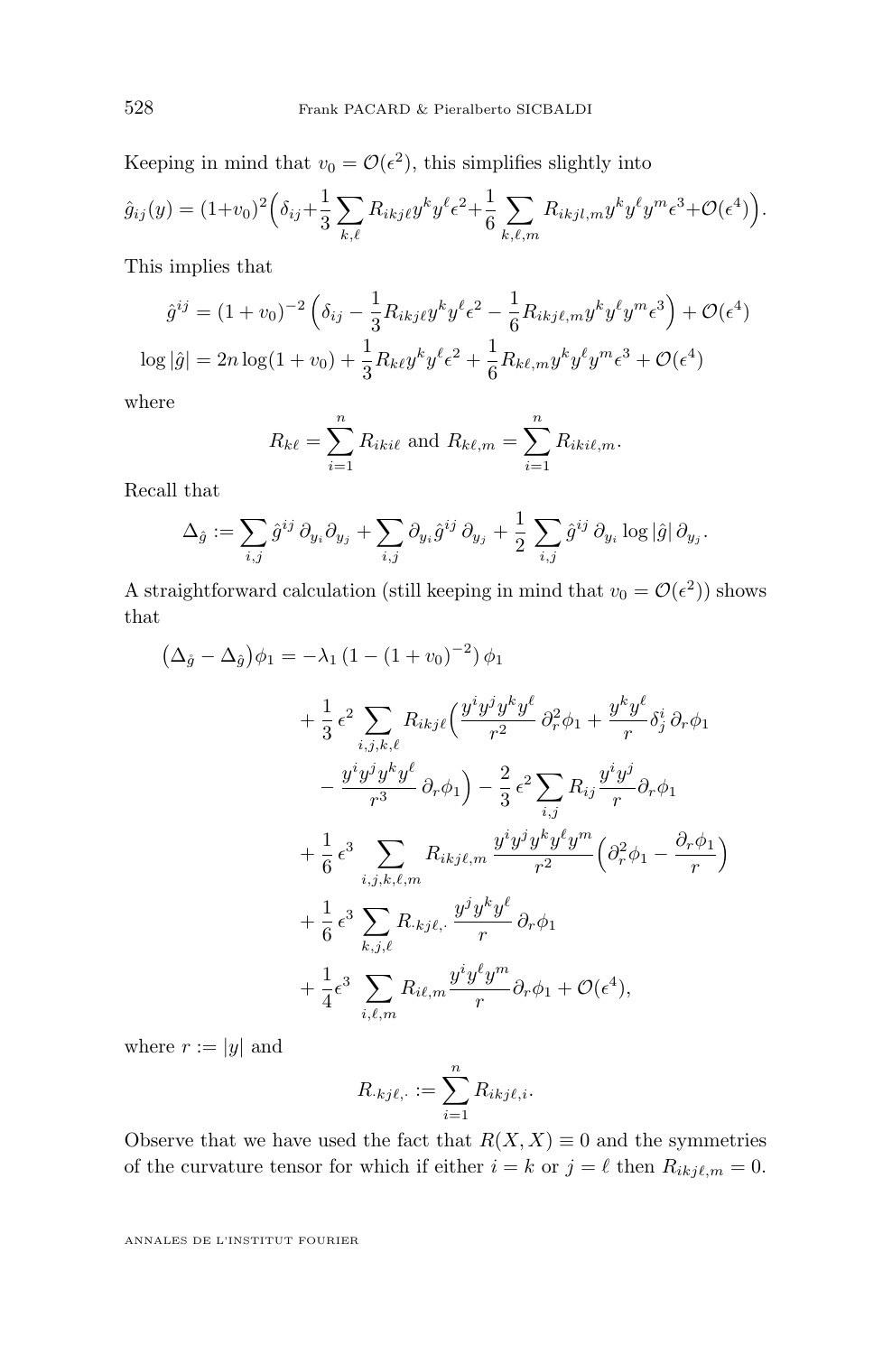Keeping in mind that $v_0 = \mathcal{O}(\epsilon^2)$, this simplifies slightly into

$$\hat{g}_{ij}(y) = (1+v_0)^2\Big(\delta_{ij}+\frac{1}{3}\sum_{k,\ell} R_{ikj\ell}y^k y^\ell \epsilon^2+\frac{1}{6}\sum_{k,\ell,m} R_{ikjl,m}y^k y^\ell y^m \epsilon^3+\mathcal{O}(\epsilon^4)\Big).$$

This implies that

$$\hat{g}^{ij} = (1+v_0)^{-2}\left(\delta_{ij} - \frac{1}{3}R_{ikj\ell}y^k y^\ell \epsilon^2 - \frac{1}{6}R_{ikj\ell,m}y^k y^\ell y^m \epsilon^3\right) + \mathcal{O}(\epsilon^4)$$

$$\log|\hat{g}| = 2n\log(1+v_0) + \frac{1}{3}R_{k\ell}y^k y^\ell \epsilon^2 + \frac{1}{6}R_{k\ell,m}y^k y^\ell y^m \epsilon^3 + \mathcal{O}(\epsilon^4)$$

where

$$R_{k\ell} = \sum_{i=1}^n R_{iki\ell} \text{ and } R_{k\ell,m} = \sum_{i=1}^n R_{iki\ell,m}.$$

Recall that

$$\Delta_{\hat{g}} := \sum_{i,j}\hat{g}^{ij}\,\partial_{y_i}\partial_{y_j} + \sum_{i,j}\partial_{y_i}\hat{g}^{ij}\,\partial_{y_j} + \frac{1}{2}\sum_{i,j}\hat{g}^{ij}\,\partial_{y_i}\log|\hat{g}|\,\partial_{y_j}.$$

A straightforward calculation (still keeping in mind that $v_0 = \mathcal{O}(\epsilon^2)$) shows that

$$\begin{aligned}
\big(\Delta_{\mathring{g}} - \Delta_{\hat{g}}\big)\phi_1 = & -\lambda_1\left(1-(1+v_0)^{-2}\right)\phi_1 \\
& + \frac{1}{3}\,\epsilon^2\sum_{i,j,k,\ell} R_{ikj\ell}\Big(\frac{y^i y^j y^k y^\ell}{r^2}\,\partial_r^2\phi_1 + \frac{y^k y^\ell}{r}\delta_j^i\,\partial_r\phi_1 \\
& - \frac{y^i y^j y^k y^\ell}{r^3}\,\partial_r\phi_1\Big) - \frac{2}{3}\,\epsilon^2\sum_{i,j} R_{ij}\frac{y^i y^j}{r}\partial_r\phi_1 \\
& + \frac{1}{6}\,\epsilon^3\sum_{i,j,k,\ell,m} R_{ikj\ell,m}\,\frac{y^i y^j y^k y^\ell y^m}{r^2}\Big(\partial_r^2\phi_1 - \frac{\partial_r\phi_1}{r}\Big) \\
& + \frac{1}{6}\,\epsilon^3\sum_{k,j,\ell} R_{\cdot kj\ell,\cdot}\,\frac{y^j y^k y^\ell}{r}\,\partial_r\phi_1 \\
& + \frac{1}{4}\epsilon^3\sum_{i,\ell,m} R_{i\ell,m}\frac{y^i y^\ell y^m}{r}\partial_r\phi_1 + \mathcal{O}(\epsilon^4),
\end{aligned}$$

where $r := |y|$ and

$$R_{\cdot kj\ell,\cdot} := \sum_{i=1}^n R_{ikj\ell,i}.$$

Observe that we have used the fact that $R(X,X)\equiv 0$ and the symmetries of the curvature tensor for which if either $i=k$ or $j=\ell$ then $R_{ikj\ell,m}=0$.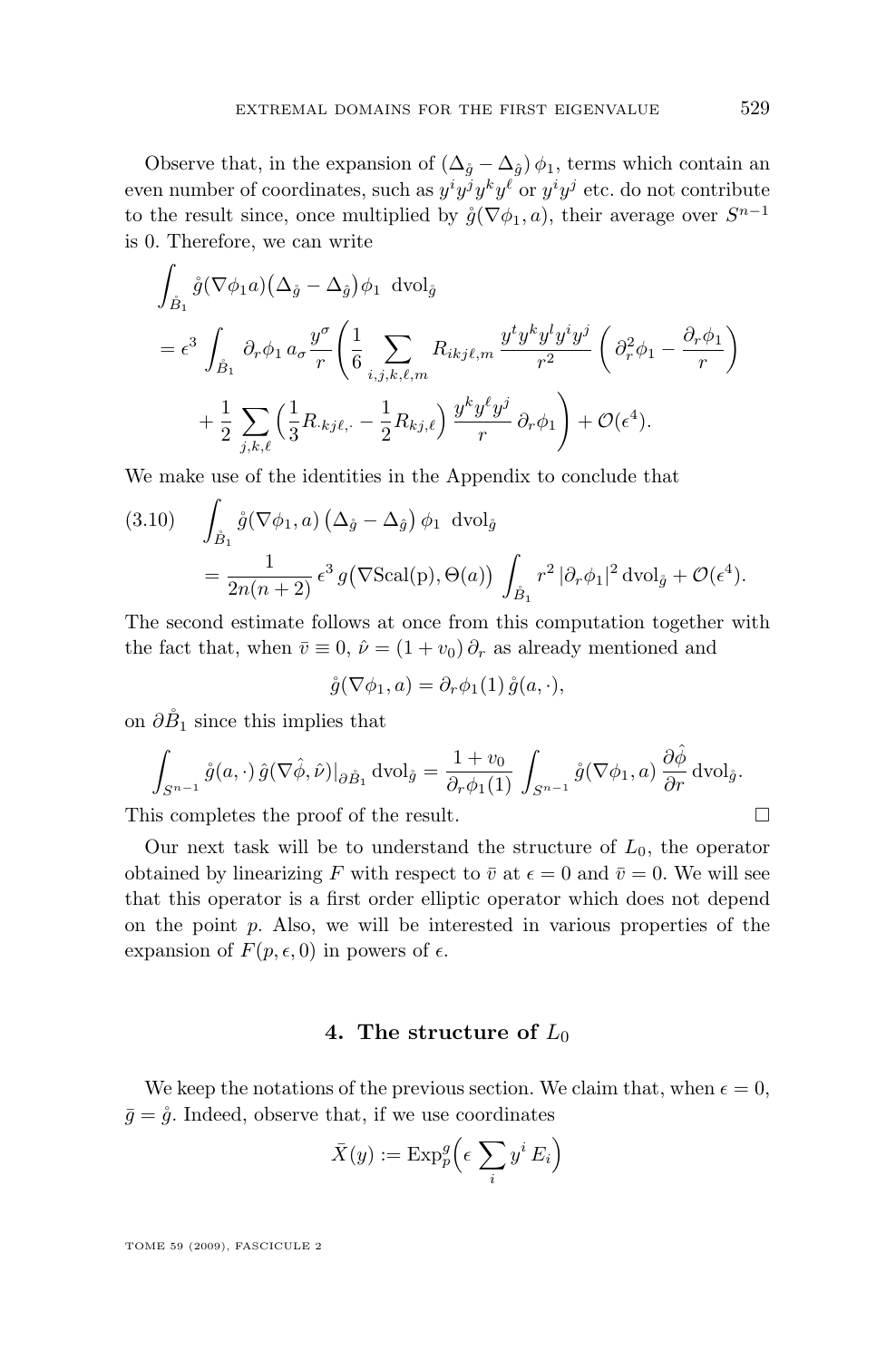Observe that, in the expansion of $(\Delta_{\mathring{g}} - \Delta_{\hat{g}})\,\phi_1$, terms which contain an even number of coordinates, such as $y^i y^j y^k y^\ell$ or $y^i y^j$ etc. do not contribute to the result since, once multiplied by $\mathring{g}(\nabla\phi_1, a)$, their average over $S^{n-1}$ is 0. Therefore, we can write

$$
\begin{aligned}
&\int_{\mathring{B}_1} \mathring{g}(\nabla\phi_1 a)\big(\Delta_{\mathring{g}} - \Delta_{\hat{g}}\big)\phi_1 \;\, \mathrm{dvol}_{\mathring{g}} \\
&= \epsilon^3 \int_{\mathring{B}_1} \partial_r\phi_1 \, a_\sigma \frac{y^\sigma}{r}\Bigg(\frac{1}{6}\sum_{i,j,k,\ell,m} R_{ikj\ell,m}\,\frac{y^t y^k y^l y^i y^j}{r^2}\left(\partial_r^2\phi_1 - \frac{\partial_r\phi_1}{r}\right) \\
&\qquad + \frac{1}{2}\sum_{j,k,\ell}\Big(\frac{1}{3}R_{\cdot kj\ell,\cdot} - \frac{1}{2}R_{kj,\ell}\Big)\,\frac{y^k y^\ell y^j}{r}\,\partial_r\phi_1\Bigg) + \mathcal{O}(\epsilon^4).
\end{aligned}
$$

We make use of the identities in the Appendix to conclude that

$$
\begin{aligned}
(3.10)\qquad &\int_{\mathring{B}_1} \mathring{g}(\nabla\phi_1, a)\,\big(\Delta_{\mathring{g}} - \Delta_{\hat{g}}\big)\,\phi_1 \;\, \mathrm{dvol}_{\mathring{g}} \\
&= \frac{1}{2n(n+2)}\,\epsilon^3\, g\big(\nabla \mathrm{Scal}(\mathrm{p}), \Theta(a)\big)\int_{\mathring{B}_1} r^2\,|\partial_r\phi_1|^2\,\mathrm{dvol}_{\mathring{g}} + \mathcal{O}(\epsilon^4).
\end{aligned}
$$

The second estimate follows at once from this computation together with the fact that, when $\bar{v} \equiv 0$, $\hat{\nu} = (1+v_0)\,\partial_r$ as already mentioned and

$$
\mathring{g}(\nabla\phi_1, a) = \partial_r\phi_1(1)\,\mathring{g}(a,\cdot),
$$

on $\partial\mathring{B}_1$ since this implies that

$$
\int_{S^{n-1}} \mathring{g}(a,\cdot)\,\hat{g}(\nabla\hat{\phi},\hat{\nu})|_{\partial\mathring{B}_1}\,\mathrm{dvol}_{\mathring{g}} = \frac{1+v_0}{\partial_r\phi_1(1)}\int_{S^{n-1}} \mathring{g}(\nabla\phi_1, a)\,\frac{\partial\hat{\phi}}{\partial r}\,\mathrm{dvol}_{\mathring{g}}.
$$

This completes the proof of the result. $\square$

Our next task will be to understand the structure of $L_0$, the operator obtained by linearizing $F$ with respect to $\bar{v}$ at $\epsilon = 0$ and $\bar{v} = 0$. We will see that this operator is a first order elliptic operator which does not depend on the point $p$. Also, we will be interested in various properties of the expansion of $F(p,\epsilon,0)$ in powers of $\epsilon$.

## 4. The structure of $L_0$

We keep the notations of the previous section. We claim that, when $\epsilon = 0$, $\bar{g} = \mathring{g}$. Indeed, observe that, if we use coordinates

$$
\bar{X}(y) := \mathrm{Exp}_p^g\Big(\epsilon\sum_i y^i\,E_i\Big)
$$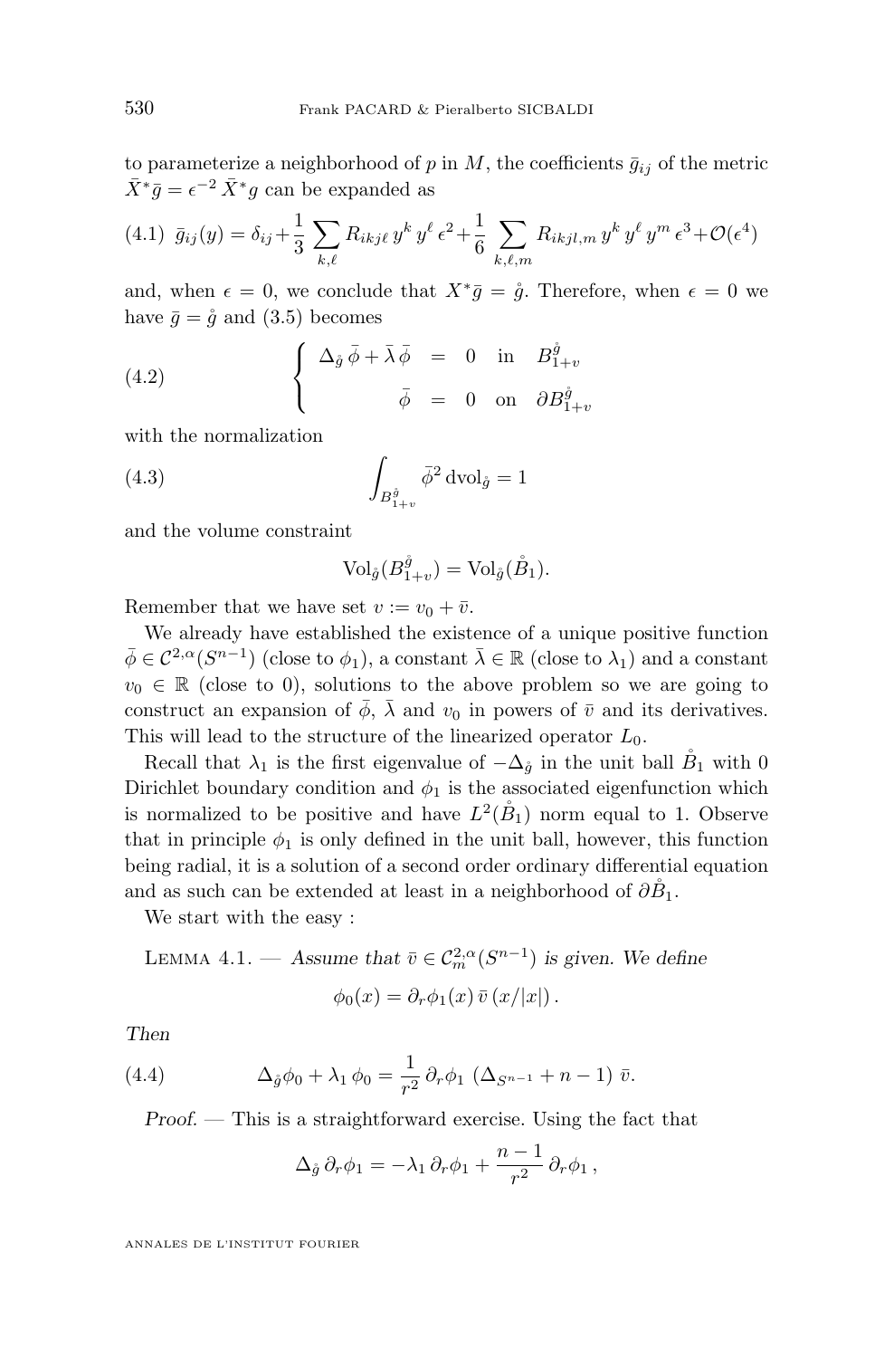to parameterize a neighborhood of $p$ in $M$, the coefficients $\bar{g}_{ij}$ of the metric $\bar{X}^*\bar{g} = \epsilon^{-2}\, \bar{X}^* g$ can be expanded as

$$
\bar{g}_{ij}(y) = \delta_{ij} + \frac{1}{3} \sum_{k,\ell} R_{ikj\ell}\, y^k\, y^\ell\, \epsilon^2 + \frac{1}{6} \sum_{k,\ell,m} R_{ikjl,m}\, y^k\, y^\ell\, y^m\, \epsilon^3 + \mathcal{O}(\epsilon^4) \tag{4.1}
$$

and, when $\epsilon = 0$, we conclude that $X^*\bar{g} = \mathring{g}$. Therefore, when $\epsilon = 0$ we have $\bar{g} = \mathring{g}$ and (3.5) becomes

$$
\left\{ \begin{array}{rcll} \Delta_{\mathring{g}}\, \bar{\phi} + \bar{\lambda}\, \bar{\phi} & = & 0 & \text{in} \quad B^{\mathring{g}}_{1+v} \\[2mm] \bar{\phi} & = & 0 & \text{on} \quad \partial B^{\mathring{g}}_{1+v} \end{array} \right. \tag{4.2}
$$

with the normalization

$$
\int_{B^{\mathring{g}}_{1+v}} \bar{\phi}^2 \, \mathrm{dvol}_{\mathring{g}} = 1 \tag{4.3}
$$

and the volume constraint

$$
\mathrm{Vol}_{\mathring{g}}(B^{\mathring{g}}_{1+v}) = \mathrm{Vol}_{\mathring{g}}(\mathring{B}_1).
$$

Remember that we have set $v := v_0 + \bar{v}$.

We already have established the existence of a unique positive function $\bar{\phi} \in \mathcal{C}^{2,\alpha}(S^{n-1})$ (close to $\phi_1$), a constant $\bar{\lambda} \in \mathbb{R}$ (close to $\lambda_1$) and a constant $v_0 \in \mathbb{R}$ (close to 0), solutions to the above problem so we are going to construct an expansion of $\bar{\phi}$, $\bar{\lambda}$ and $v_0$ in powers of $\bar{v}$ and its derivatives. This will lead to the structure of the linearized operator $L_0$.

Recall that $\lambda_1$ is the first eigenvalue of $-\Delta_{\mathring{g}}$ in the unit ball $\mathring{B}_1$ with 0 Dirichlet boundary condition and $\phi_1$ is the associated eigenfunction which is normalized to be positive and have $L^2(\mathring{B}_1)$ norm equal to 1. Observe that in principle $\phi_1$ is only defined in the unit ball, however, this function being radial, it is a solution of a second order ordinary differential equation and as such can be extended at least in a neighborhood of $\partial \mathring{B}_1$.

We start with the easy :

Lemma 4.1. — *Assume that $\bar{v} \in \mathcal{C}^{2,\alpha}_m(S^{n-1})$ is given. We define*

$$
\phi_0(x) = \partial_r \phi_1(x)\, \bar{v}\left(x/|x|\right).
$$

*Then*

$$
\Delta_{\mathring{g}} \phi_0 + \lambda_1\, \phi_0 = \frac{1}{r^2}\, \partial_r \phi_1 \, \left(\Delta_{S^{n-1}} + n - 1\right)\, \bar{v}. \tag{4.4}
$$

*Proof.* — This is a straightforward exercise. Using the fact that

$$
\Delta_{\mathring{g}}\, \partial_r \phi_1 = -\lambda_1\, \partial_r \phi_1 + \frac{n-1}{r^2}\, \partial_r \phi_1\,,
$$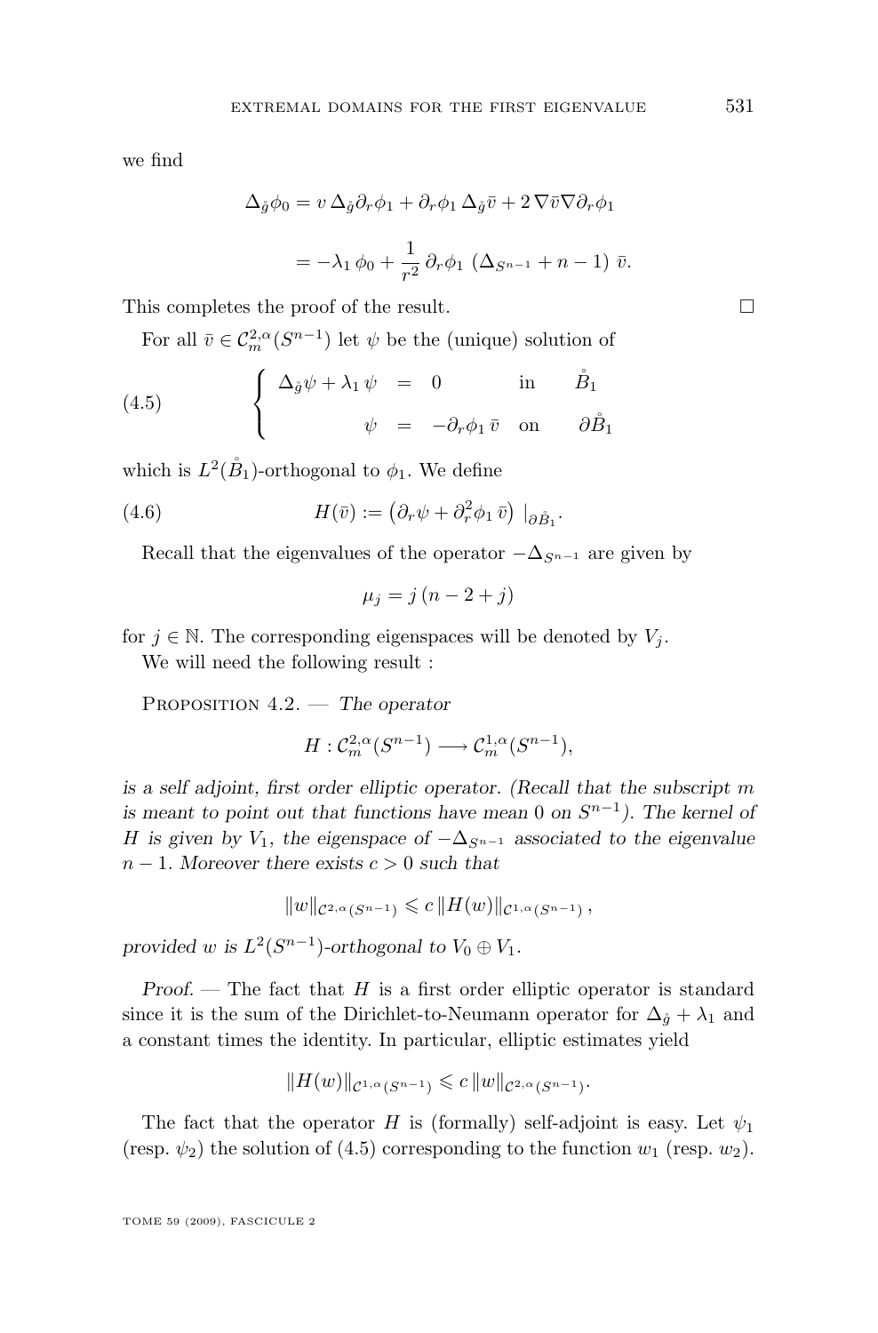we find

$$\Delta_{\mathring{g}} \phi_0 = v \, \Delta_{\mathring{g}} \partial_r \phi_1 + \partial_r \phi_1 \, \Delta_{\mathring{g}} \bar{v} + 2 \, \nabla \bar{v} \nabla \partial_r \phi_1$$

$$= -\lambda_1 \, \phi_0 + \frac{1}{r^2} \, \partial_r \phi_1 \, \left( \Delta_{S^{n-1}} + n - 1 \right) \bar{v}.$$

This completes the proof of the result. □

For all $\bar{v} \in \mathcal{C}^{2,\alpha}_m(S^{n-1})$ let $\psi$ be the (unique) solution of

$$\left\{ \begin{array}{rcll} \Delta_{\mathring{g}} \psi + \lambda_1 \, \psi & = & 0 & \text{in} \quad \mathring{B}_1 \\ \psi & = & -\partial_r \phi_1 \, \bar{v} & \text{on} \quad \partial \mathring{B}_1 \end{array} \right. \tag{4.5}$$

which is $L^2(\mathring{B}_1)$-orthogonal to $\phi_1$. We define

$$H(\bar{v}) := \left( \partial_r \psi + \partial_r^2 \phi_1 \, \bar{v} \right) \, |_{\partial \mathring{B}_1}. \tag{4.6}$$

Recall that the eigenvalues of the operator $-\Delta_{S^{n-1}}$ are given by

$$\mu_j = j \, (n - 2 + j)$$

for $j \in \mathbb{N}$. The corresponding eigenspaces will be denoted by $V_j$.

We will need the following result :

Proposition 4.2. — *The operator*

$$H : \mathcal{C}^{2,\alpha}_m(S^{n-1}) \longrightarrow \mathcal{C}^{1,\alpha}_m(S^{n-1}),$$

*is a self adjoint, first order elliptic operator. (Recall that the subscript $m$ is meant to point out that functions have mean 0 on $S^{n-1}$). The kernel of $H$ is given by $V_1$, the eigenspace of $-\Delta_{S^{n-1}}$ associated to the eigenvalue $n-1$. Moreover there exists $c > 0$ such that*

$$\|w\|_{\mathcal{C}^{2,\alpha}(S^{n-1})} \leqslant c \, \|H(w)\|_{\mathcal{C}^{1,\alpha}(S^{n-1})} \, ,$$

*provided $w$ is $L^2(S^{n-1})$-orthogonal to $V_0 \oplus V_1$.*

*Proof.* — The fact that $H$ is a first order elliptic operator is standard since it is the sum of the Dirichlet-to-Neumann operator for $\Delta_{\mathring{g}} + \lambda_1$ and a constant times the identity. In particular, elliptic estimates yield

$$\|H(w)\|_{\mathcal{C}^{1,\alpha}(S^{n-1})} \leqslant c \, \|w\|_{\mathcal{C}^{2,\alpha}(S^{n-1})}.$$

The fact that the operator $H$ is (formally) self-adjoint is easy. Let $\psi_1$ (resp. $\psi_2$) the solution of (4.5) corresponding to the function $w_1$ (resp. $w_2$).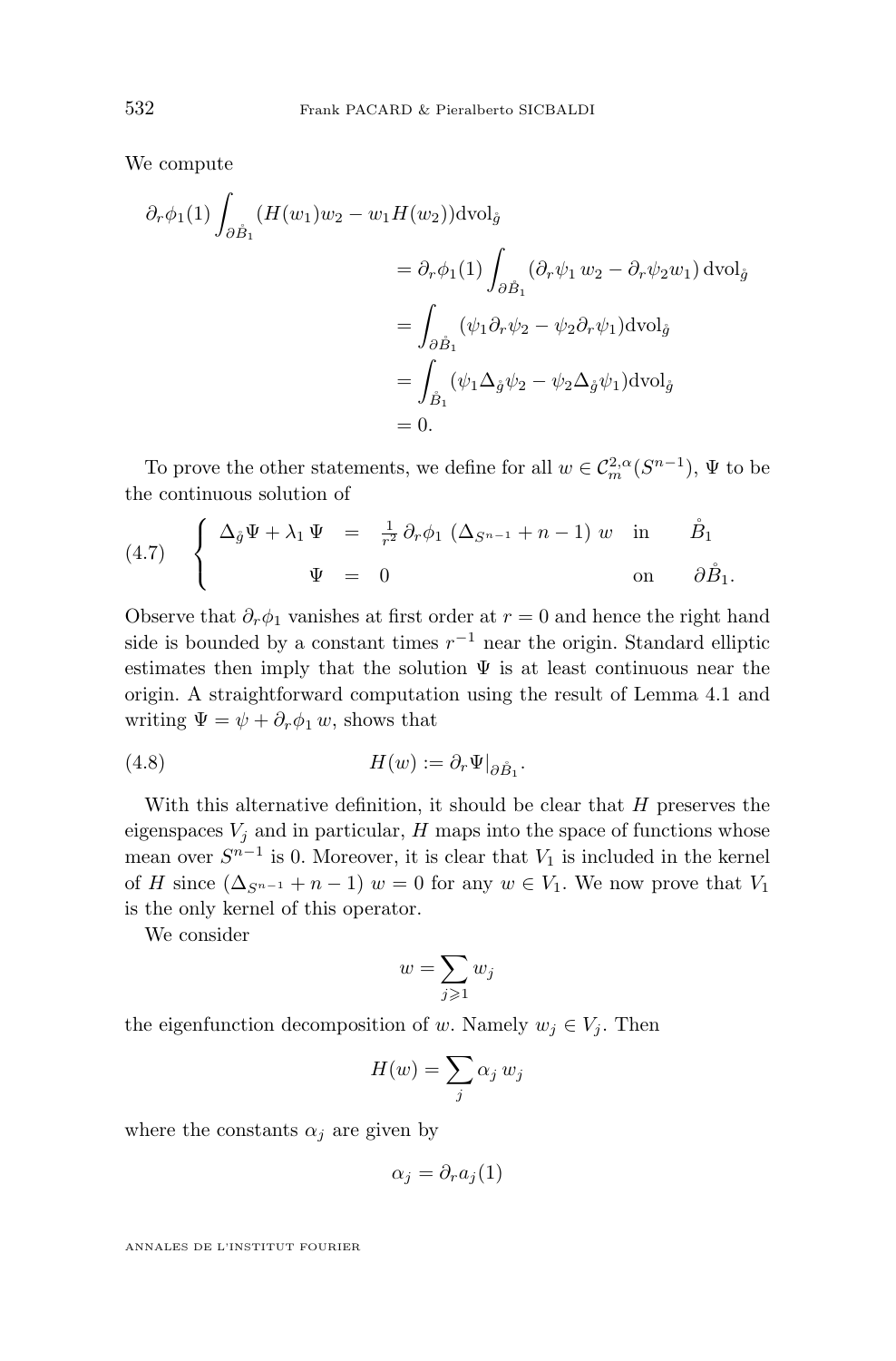We compute

$$
\begin{aligned}
\partial_r \phi_1(1) \int_{\partial \mathring{B}_1} (H(w_1) w_2 - w_1 H(w_2)) \mathrm{dvol}_{\mathring{g}} \\
&= \partial_r \phi_1(1) \int_{\partial \mathring{B}_1} (\partial_r \psi_1 \, w_2 - \partial_r \psi_2 w_1) \, \mathrm{dvol}_{\mathring{g}} \\
&= \int_{\partial \mathring{B}_1} (\psi_1 \partial_r \psi_2 - \psi_2 \partial_r \psi_1) \mathrm{dvol}_{\mathring{g}} \\
&= \int_{\mathring{B}_1} (\psi_1 \Delta_{\mathring{g}} \psi_2 - \psi_2 \Delta_{\mathring{g}} \psi_1) \mathrm{dvol}_{\mathring{g}} \\
&= 0.
\end{aligned}
$$

To prove the other statements, we define for all $w \in \mathcal{C}^{2,\alpha}_m(S^{n-1})$, $\Psi$ to be the continuous solution of

$$
(4.7) \qquad \left\{ \begin{array}{rcllc} \Delta_{\mathring{g}} \Psi + \lambda_1 \, \Psi & = & \frac{1}{r^2} \, \partial_r \phi_1 \, (\Delta_{S^{n-1}} + n - 1) \, w & \text{in} & \mathring{B}_1 \\ \Psi & = & 0 & \text{on} & \partial \mathring{B}_1. \end{array} \right.
$$

Observe that $\partial_r \phi_1$ vanishes at first order at $r = 0$ and hence the right hand side is bounded by a constant times $r^{-1}$ near the origin. Standard elliptic estimates then imply that the solution $\Psi$ is at least continuous near the origin. A straightforward computation using the result of Lemma 4.1 and writing $\Psi = \psi + \partial_r \phi_1 \, w$, shows that

$$
(4.8) \qquad H(w) := \partial_r \Psi|_{\partial \mathring{B}_1}.
$$

With this alternative definition, it should be clear that $H$ preserves the eigenspaces $V_j$ and in particular, $H$ maps into the space of functions whose mean over $S^{n-1}$ is 0. Moreover, it is clear that $V_1$ is included in the kernel of $H$ since $(\Delta_{S^{n-1}} + n - 1) \, w = 0$ for any $w \in V_1$. We now prove that $V_1$ is the only kernel of this operator.

We consider

$$
w = \sum_{j \geqslant 1} w_j
$$

the eigenfunction decomposition of $w$. Namely $w_j \in V_j$. Then

$$
H(w) = \sum_j \alpha_j \, w_j
$$

where the constants $\alpha_j$ are given by

$$
\alpha_j = \partial_r a_j(1)
$$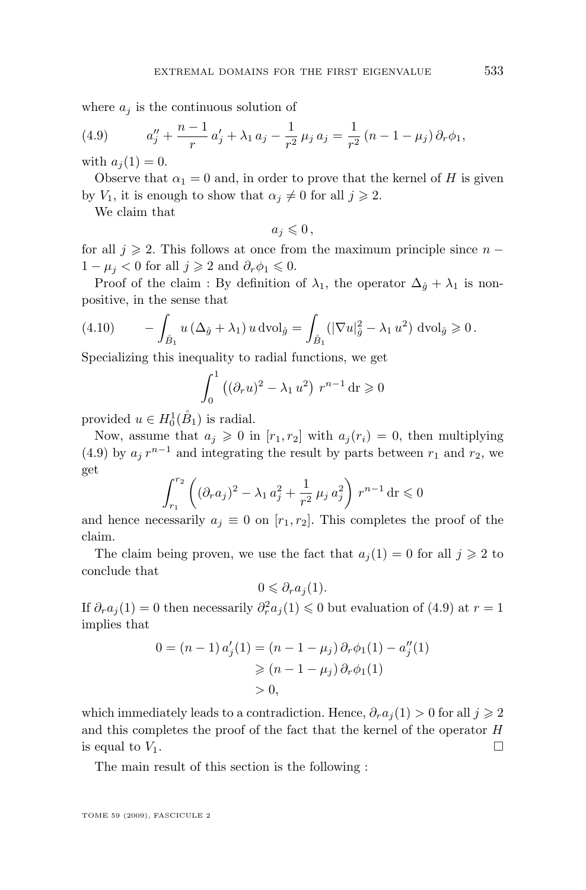where $a_j$ is the continuous solution of

$$a_j'' + \frac{n-1}{r}\, a_j' + \lambda_1\, a_j - \frac{1}{r^2}\, \mu_j\, a_j = \frac{1}{r^2}\,(n-1-\mu_j)\,\partial_r \phi_1, \tag{4.9}$$

with $a_j(1) = 0$.

Observe that $\alpha_1 = 0$ and, in order to prove that the kernel of $H$ is given by $V_1$, it is enough to show that $\alpha_j \neq 0$ for all $j \geqslant 2$.

We claim that

$$a_j \leqslant 0\,,$$

for all $j \geqslant 2$. This follows at once from the maximum principle since $n - 1 - \mu_j < 0$ for all $j \geqslant 2$ and $\partial_r \phi_1 \leqslant 0$.

Proof of the claim : By definition of $\lambda_1$, the operator $\Delta_{\mathring{g}} + \lambda_1$ is non-positive, in the sense that

$$- \int_{\mathring{B}_1} u\,(\Delta_{\mathring{g}} + \lambda_1)\, u \,\mathrm{dvol}_{\mathring{g}} = \int_{\mathring{B}_1} (|\nabla u|^2_{\mathring{g}} - \lambda_1\, u^2)\,\mathrm{dvol}_{\mathring{g}} \geqslant 0\,. \tag{4.10}$$

Specializing this inequality to radial functions, we get

$$\int_0^1 \left((\partial_r u)^2 - \lambda_1\, u^2\right)\, r^{n-1}\,\mathrm{dr} \geqslant 0$$

provided $u \in H^1_0(\mathring{B}_1)$ is radial.

Now, assume that $a_j \geqslant 0$ in $[r_1, r_2]$ with $a_j(r_i) = 0$, then multiplying (4.9) by $a_j\, r^{n-1}$ and integrating the result by parts between $r_1$ and $r_2$, we get

$$\int_{r_1}^{r_2} \left( (\partial_r a_j)^2 - \lambda_1\, a_j^2 + \frac{1}{r^2}\,\mu_j\, a_j^2 \right)\, r^{n-1}\,\mathrm{dr} \leqslant 0$$

and hence necessarily $a_j \equiv 0$ on $[r_1, r_2]$. This completes the proof of the claim.

The claim being proven, we use the fact that $a_j(1) = 0$ for all $j \geqslant 2$ to conclude that

$$0 \leqslant \partial_r a_j(1).$$

If $\partial_r a_j(1) = 0$ then necessarily $\partial_r^2 a_j(1) \leqslant 0$ but evaluation of (4.9) at $r = 1$ implies that

$$\begin{aligned}
0 = (n-1)\, a_j'(1) &= (n-1-\mu_j)\,\partial_r \phi_1(1) - a_j''(1) \\
&\geqslant (n-1-\mu_j)\,\partial_r \phi_1(1) \\
&> 0,
\end{aligned}$$

which immediately leads to a contradiction. Hence, $\partial_r a_j(1) > 0$ for all $j \geqslant 2$ and this completes the proof of the fact that the kernel of the operator $H$ is equal to $V_1$. $\square$

The main result of this section is the following :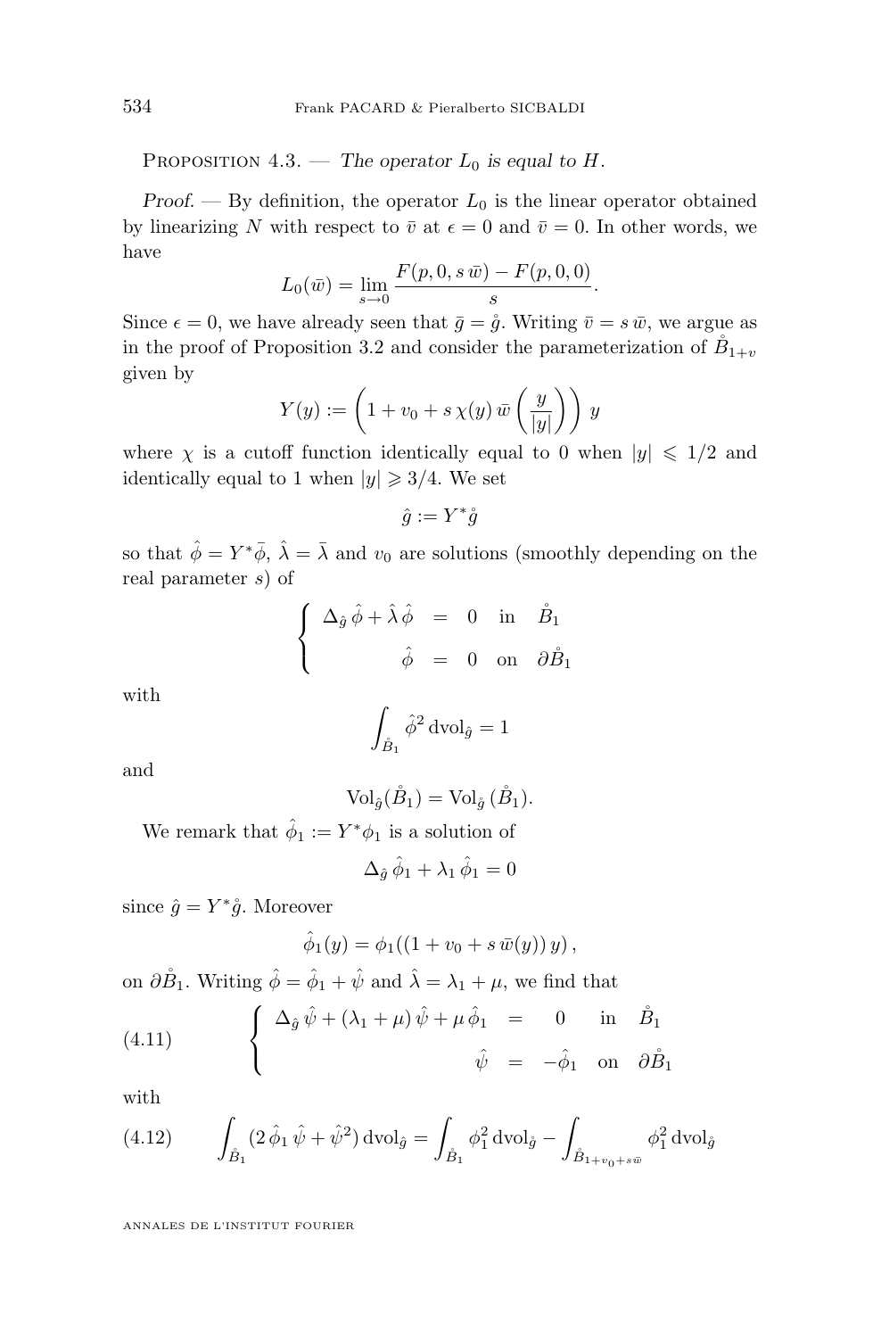Proposition 4.3. — *The operator $L_0$ is equal to $H$.*

*Proof.* — By definition, the operator $L_0$ is the linear operator obtained by linearizing $N$ with respect to $\bar v$ at $\epsilon = 0$ and $\bar v = 0$. In other words, we have

$$L_0(\bar w) = \lim_{s\to 0} \frac{F(p,0,s\,\bar w) - F(p,0,0)}{s}.$$

Since $\epsilon = 0$, we have already seen that $\bar g = \mathring{g}$. Writing $\bar v = s\,\bar w$, we argue as in the proof of Proposition 3.2 and consider the parameterization of $\mathring{B}_{1+v}$ given by

$$Y(y) := \left(1 + v_0 + s\,\chi(y)\,\bar w\left(\frac{y}{|y|}\right)\right)\, y$$

where $\chi$ is a cutoff function identically equal to $0$ when $|y| \leqslant 1/2$ and identically equal to $1$ when $|y| \geqslant 3/4$. We set

$$\hat g := Y^* \mathring{g}$$

so that $\hat\phi = Y^*\bar\phi$, $\hat\lambda = \bar\lambda$ and $v_0$ are solutions (smoothly depending on the real parameter $s$) of

$$\left\{ \begin{array}{rcll} \Delta_{\hat g}\,\hat\phi + \hat\lambda\,\hat\phi & = & 0 & \text{in} \quad \mathring{B}_1 \\[2mm] \hat\phi & = & 0 & \text{on} \quad \partial\mathring{B}_1 \end{array} \right.$$

with

$$\int_{\mathring{B}_1} \hat\phi^2\,\mathrm{dvol}_{\hat g} = 1$$

and

$$\mathrm{Vol}_{\hat g}(\mathring{B}_1) = \mathrm{Vol}_{\mathring{g}}\,(\mathring{B}_1).$$

We remark that $\hat\phi_1 := Y^*\phi_1$ is a solution of

$$\Delta_{\hat g}\,\hat\phi_1 + \lambda_1\,\hat\phi_1 = 0$$

since $\hat g = Y^*\mathring{g}$. Moreover

$$\hat\phi_1(y) = \phi_1((1 + v_0 + s\,\bar w(y))\,y)\,,$$

on $\partial\mathring{B}_1$. Writing $\hat\phi = \hat\phi_1 + \hat\psi$ and $\hat\lambda = \lambda_1 + \mu$, we find that

$$\left\{ \begin{array}{rcll} \Delta_{\hat g}\,\hat\psi + (\lambda_1 + \mu)\,\hat\psi + \mu\,\hat\phi_1 & = & 0 & \text{in} \quad \mathring{B}_1 \\[2mm] \hat\psi & = & -\hat\phi_1 & \text{on} \quad \partial\mathring{B}_1 \end{array} \right. \tag{4.11}$$

with

$$\int_{\mathring{B}_1} (2\,\hat\phi_1\,\hat\psi + \hat\psi^2)\,\mathrm{dvol}_{\hat g} = \int_{\mathring{B}_1} \phi_1^2\,\mathrm{dvol}_{\mathring{g}} - \int_{\mathring{B}_{1+v_0+s\bar w}} \phi_1^2\,\mathrm{dvol}_{\mathring{g}} \tag{4.12}$$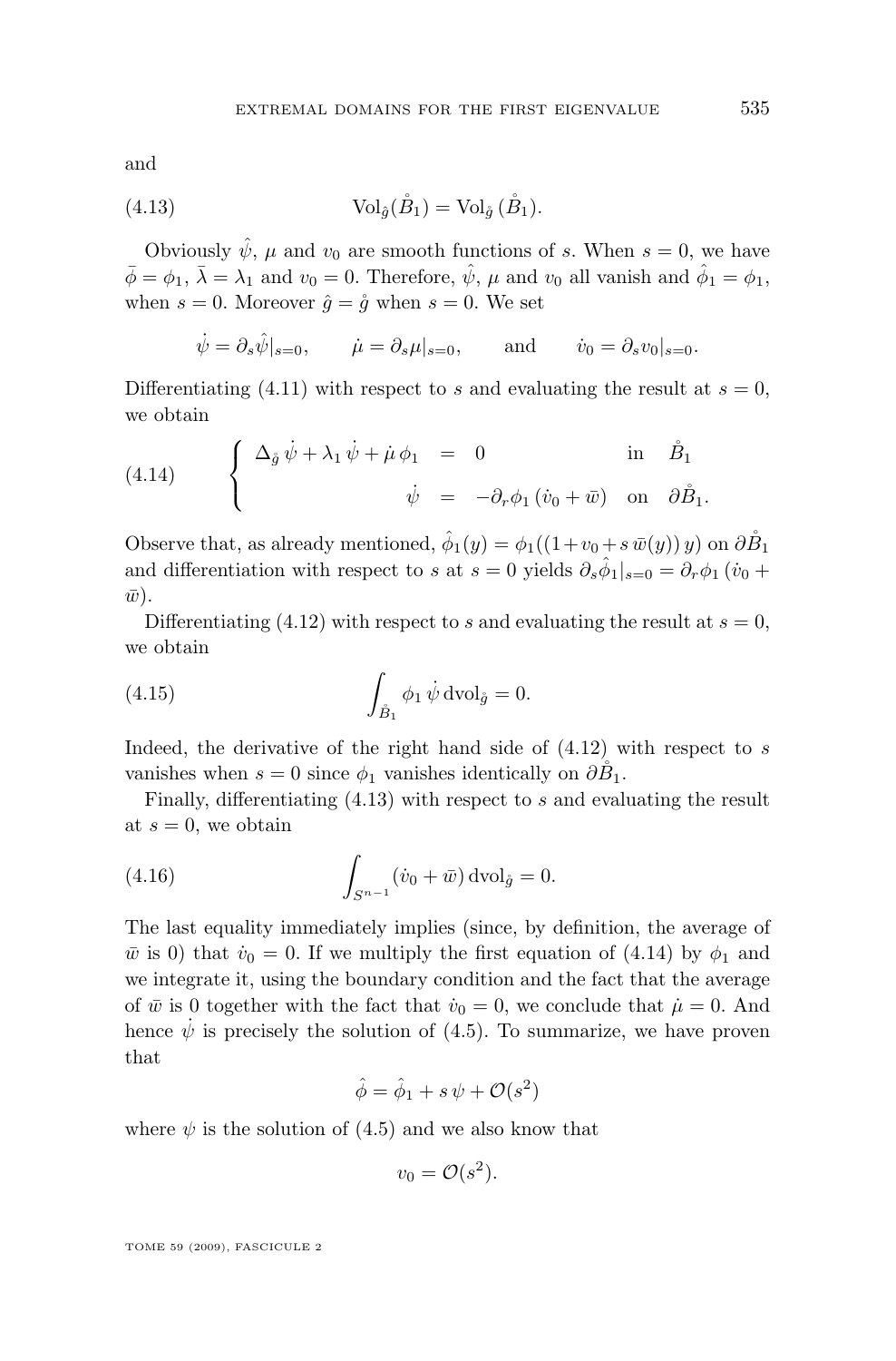and

$$\mathrm{Vol}_{\hat{g}}(\mathring{B}_1) = \mathrm{Vol}_{\mathring{g}}(\mathring{B}_1). \tag{4.13}$$

Obviously $\hat{\psi}$, $\mu$ and $v_0$ are smooth functions of $s$. When $s = 0$, we have $\bar{\phi} = \phi_1$, $\bar{\lambda} = \lambda_1$ and $v_0 = 0$. Therefore, $\hat{\psi}$, $\mu$ and $v_0$ all vanish and $\hat{\phi}_1 = \phi_1$, when $s = 0$. Moreover $\hat{g} = \mathring{g}$ when $s = 0$. We set

$$\dot{\psi} = \partial_s \hat{\psi}|_{s=0}, \qquad \dot{\mu} = \partial_s \mu|_{s=0}, \qquad \text{and} \qquad \dot{v}_0 = \partial_s v_0|_{s=0}.$$

Differentiating (4.11) with respect to $s$ and evaluating the result at $s = 0$, we obtain

$$\left\{ \begin{array}{rcll} \Delta_{\mathring{g}} \dot{\psi} + \lambda_1 \dot{\psi} + \dot{\mu}\, \phi_1 & = & 0 & \text{in} \quad \mathring{B}_1 \\ \dot{\psi} & = & -\partial_r \phi_1 \, (\dot{v}_0 + \bar{w}) & \text{on} \quad \partial \mathring{B}_1. \end{array} \right. \tag{4.14}$$

Observe that, as already mentioned, $\hat{\phi}_1(y) = \phi_1((1 + v_0 + s\, \bar{w}(y))\, y)$ on $\partial \mathring{B}_1$ and differentiation with respect to $s$ at $s = 0$ yields $\partial_s \hat{\phi}_1|_{s=0} = \partial_r \phi_1 \, (\dot{v}_0 + \bar{w})$.

Differentiating (4.12) with respect to $s$ and evaluating the result at $s = 0$, we obtain

$$\int_{\mathring{B}_1} \phi_1 \, \dot{\psi} \, \mathrm{dvol}_{\mathring{g}} = 0. \tag{4.15}$$

Indeed, the derivative of the right hand side of (4.12) with respect to $s$ vanishes when $s = 0$ since $\phi_1$ vanishes identically on $\partial \mathring{B}_1$.

Finally, differentiating (4.13) with respect to $s$ and evaluating the result at $s = 0$, we obtain

$$\int_{S^{n-1}} (\dot{v}_0 + \bar{w}) \, \mathrm{dvol}_{\mathring{g}} = 0. \tag{4.16}$$

The last equality immediately implies (since, by definition, the average of $\bar{w}$ is 0) that $\dot{v}_0 = 0$. If we multiply the first equation of (4.14) by $\phi_1$ and we integrate it, using the boundary condition and the fact that the average of $\bar{w}$ is 0 together with the fact that $\dot{v}_0 = 0$, we conclude that $\dot{\mu} = 0$. And hence $\dot{\psi}$ is precisely the solution of (4.5). To summarize, we have proven that

$$\hat{\phi} = \hat{\phi}_1 + s\, \psi + \mathcal{O}(s^2)$$

where $\psi$ is the solution of (4.5) and we also know that

$$v_0 = \mathcal{O}(s^2).$$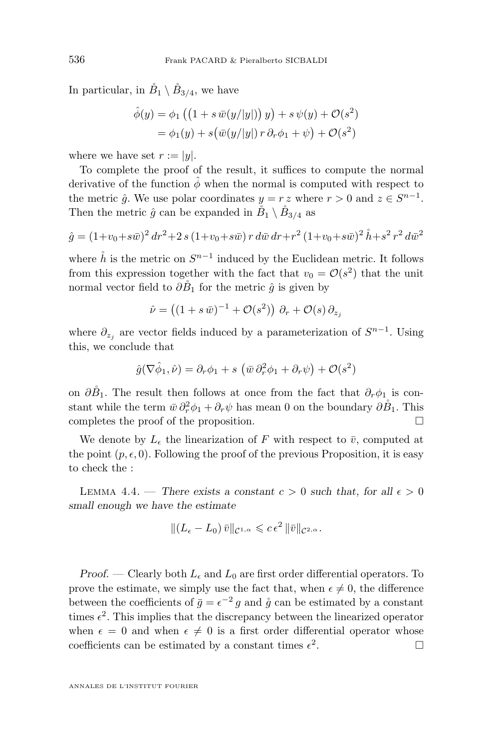In particular, in $\mathring{B}_1 \setminus \mathring{B}_{3/4}$, we have

$$
\begin{aligned}
\hat{\phi}(y) &= \phi_1\left(\left(1 + s\,\bar{w}(y/|y|)\right) y\right) + s\,\psi(y) + \mathcal{O}(s^2) \\
&= \phi_1(y) + s\big(\bar{w}(y/|y|)\, r\, \partial_r \phi_1 + \psi\big) + \mathcal{O}(s^2)
\end{aligned}
$$

where we have set $r := |y|$.

To complete the proof of the result, it suffices to compute the normal derivative of the function $\hat{\phi}$ when the normal is computed with respect to the metric $\hat{g}$. We use polar coordinates $y = r\,z$ where $r > 0$ and $z \in S^{n-1}$. Then the metric $\hat{g}$ can be expanded in $\mathring{B}_1 \setminus \mathring{B}_{3/4}$ as

$$
\hat{g} = (1+v_0+s\bar{w})^2\, dr^2 + 2\, s\,(1+v_0+s\bar{w})\, r\, d\bar{w}\, dr + r^2\,(1+v_0+s\bar{w})^2\, \mathring{h} + s^2\, r^2\, d\bar{w}^2
$$

where $\mathring{h}$ is the metric on $S^{n-1}$ induced by the Euclidean metric. It follows from this expression together with the fact that $v_0 = \mathcal{O}(s^2)$ that the unit normal vector field to $\partial \mathring{B}_1$ for the metric $\hat{g}$ is given by

$$
\hat{\nu} = \left((1 + s\,\bar{w})^{-1} + \mathcal{O}(s^2)\right)\, \partial_r + \mathcal{O}(s)\, \partial_{z_j}
$$

where $\partial_{z_j}$ are vector fields induced by a parameterization of $S^{n-1}$. Using this, we conclude that

$$
\hat{g}(\nabla \hat{\phi}_1, \hat{\nu}) = \partial_r \phi_1 + s\,\left(\bar{w}\, \partial_r^2 \phi_1 + \partial_r \psi\right) + \mathcal{O}(s^2)
$$

on $\partial \mathring{B}_1$. The result then follows at once from the fact that $\partial_r \phi_1$ is constant while the term $\bar{w}\, \partial_r^2 \phi_1 + \partial_r \psi$ has mean 0 on the boundary $\partial \mathring{B}_1$. This completes the proof of the proposition. □

We denote by $L_\epsilon$ the linearization of $F$ with respect to $\bar{v}$, computed at the point $(p, \epsilon, 0)$. Following the proof of the previous Proposition, it is easy to check the :

LEMMA 4.4. — *There exists a constant $c > 0$ such that, for all $\epsilon > 0$ small enough we have the estimate*

$$
\|(L_\epsilon - L_0)\, \bar{v}\|_{\mathcal{C}^{1,\alpha}} \leqslant c\, \epsilon^2\, \|\bar{v}\|_{\mathcal{C}^{2,\alpha}}.
$$

*Proof.* — Clearly both $L_\epsilon$ and $L_0$ are first order differential operators. To prove the estimate, we simply use the fact that, when $\epsilon \neq 0$, the difference between the coefficients of $\bar{g} = \epsilon^{-2}\, g$ and $\mathring{g}$ can be estimated by a constant times $\epsilon^2$. This implies that the discrepancy between the linearized operator when $\epsilon = 0$ and when $\epsilon \neq 0$ is a first order differential operator whose coefficients can be estimated by a constant times $\epsilon^2$. □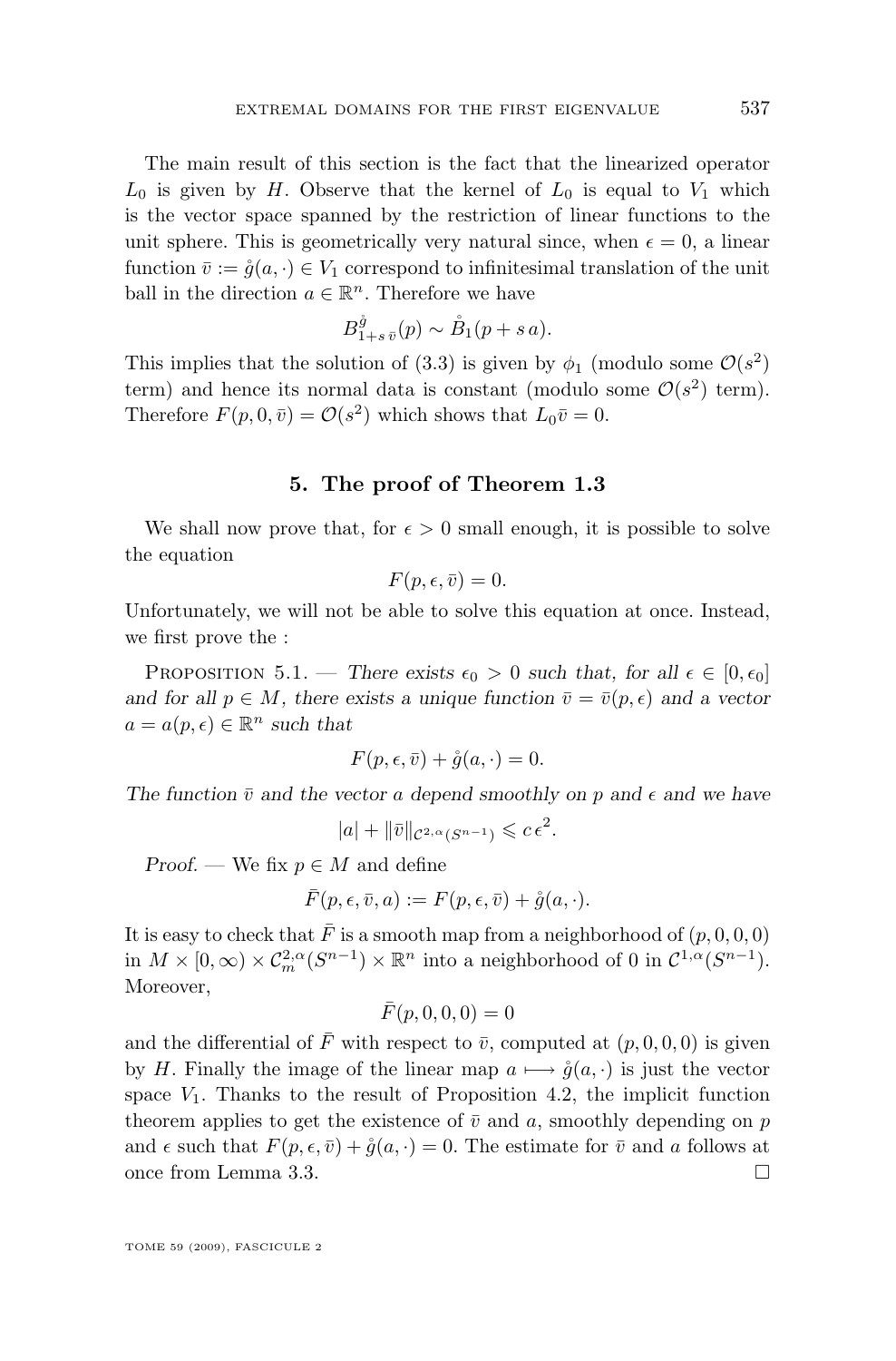The main result of this section is the fact that the linearized operator $L_0$ is given by $H$. Observe that the kernel of $L_0$ is equal to $V_1$ which is the vector space spanned by the restriction of linear functions to the unit sphere. This is geometrically very natural since, when $\epsilon = 0$, a linear function $\bar{v} := \mathring{g}(a, \cdot) \in V_1$ correspond to infinitesimal translation of the unit ball in the direction $a \in \mathbb{R}^n$. Therefore we have

$$B^{\mathring{g}}_{1+s\,\bar{v}}(p) \sim \mathring{B}_1(p + s\,a).$$

This implies that the solution of (3.3) is given by $\phi_1$ (modulo some $\mathcal{O}(s^2)$ term) and hence its normal data is constant (modulo some $\mathcal{O}(s^2)$ term). Therefore $F(p, 0, \bar{v}) = \mathcal{O}(s^2)$ which shows that $L_0 \bar{v} = 0$.

## 5. The proof of Theorem 1.3

We shall now prove that, for $\epsilon > 0$ small enough, it is possible to solve the equation

$$F(p, \epsilon, \bar{v}) = 0.$$

Unfortunately, we will not be able to solve this equation at once. Instead, we first prove the :

Proposition 5.1. — *There exists $\epsilon_0 > 0$ such that, for all $\epsilon \in [0, \epsilon_0]$ and for all $p \in M$, there exists a unique function $\bar{v} = \bar{v}(p, \epsilon)$ and a vector $a = a(p, \epsilon) \in \mathbb{R}^n$ such that*

$$F(p, \epsilon, \bar{v}) + \mathring{g}(a, \cdot) = 0.$$

*The function $\bar{v}$ and the vector $a$ depend smoothly on $p$ and $\epsilon$ and we have*

$$|a| + \|\bar{v}\|_{\mathcal{C}^{2,\alpha}(S^{n-1})} \leqslant c\,\epsilon^2.$$

*Proof.* — We fix $p \in M$ and define

$$\bar{F}(p, \epsilon, \bar{v}, a) := F(p, \epsilon, \bar{v}) + \mathring{g}(a, \cdot).$$

It is easy to check that $\bar{F}$ is a smooth map from a neighborhood of $(p, 0, 0, 0)$ in $M \times [0, \infty) \times \mathcal{C}^{2,\alpha}_m(S^{n-1}) \times \mathbb{R}^n$ into a neighborhood of 0 in $\mathcal{C}^{1,\alpha}(S^{n-1})$. Moreover,

$$\bar{F}(p, 0, 0, 0) = 0$$

and the differential of $\bar{F}$ with respect to $\bar{v}$, computed at $(p, 0, 0, 0)$ is given by $H$. Finally the image of the linear map $a \longmapsto \mathring{g}(a, \cdot)$ is just the vector space $V_1$. Thanks to the result of Proposition 4.2, the implicit function theorem applies to get the existence of $\bar{v}$ and $a$, smoothly depending on $p$ and $\epsilon$ such that $F(p, \epsilon, \bar{v}) + \mathring{g}(a, \cdot) = 0$. The estimate for $\bar{v}$ and $a$ follows at once from Lemma 3.3. □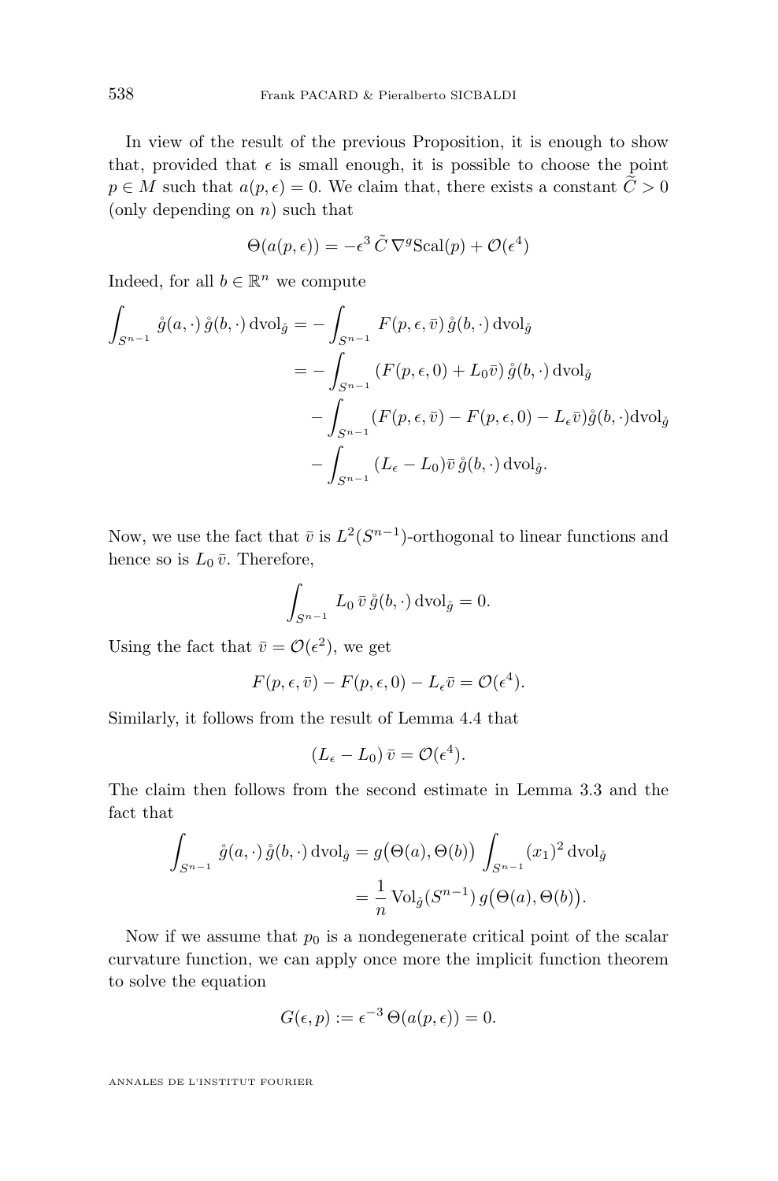In view of the result of the previous Proposition, it is enough to show that, provided that $\epsilon$ is small enough, it is possible to choose the point $p \in M$ such that $a(p,\epsilon) = 0$. We claim that, there exists a constant $\widetilde{C} > 0$ (only depending on $n$) such that

$$\Theta(a(p,\epsilon)) = -\epsilon^3 \, \tilde{C} \, \nabla^g \mathrm{Scal}(p) + \mathcal{O}(\epsilon^4)$$

Indeed, for all $b \in \mathbb{R}^n$ we compute

$$\begin{aligned}
\int_{S^{n-1}} \mathring{g}(a,\cdot)\, \mathring{g}(b,\cdot)\, \mathrm{dvol}_{\mathring{g}} &= -\int_{S^{n-1}} F(p,\epsilon,\bar{v})\, \mathring{g}(b,\cdot)\, \mathrm{dvol}_{\mathring{g}} \\
&= -\int_{S^{n-1}} (F(p,\epsilon,0) + L_0 \bar{v})\, \mathring{g}(b,\cdot)\, \mathrm{dvol}_{\mathring{g}} \\
&\quad - \int_{S^{n-1}} (F(p,\epsilon,\bar{v}) - F(p,\epsilon,0) - L_\epsilon \bar{v}) \mathring{g}(b,\cdot) \mathrm{dvol}_{\mathring{g}} \\
&\quad - \int_{S^{n-1}} (L_\epsilon - L_0) \bar{v}\, \mathring{g}(b,\cdot)\, \mathrm{dvol}_{\mathring{g}}.
\end{aligned}$$

Now, we use the fact that $\bar{v}$ is $L^2(S^{n-1})$-orthogonal to linear functions and hence so is $L_0\, \bar{v}$. Therefore,

$$\int_{S^{n-1}} L_0\, \bar{v}\, \mathring{g}(b,\cdot)\, \mathrm{dvol}_{\mathring{g}} = 0.$$

Using the fact that $\bar{v} = \mathcal{O}(\epsilon^2)$, we get

$$F(p,\epsilon,\bar{v}) - F(p,\epsilon,0) - L_\epsilon \bar{v} = \mathcal{O}(\epsilon^4).$$

Similarly, it follows from the result of Lemma 4.4 that

$$(L_\epsilon - L_0)\, \bar{v} = \mathcal{O}(\epsilon^4).$$

The claim then follows from the second estimate in Lemma 3.3 and the fact that

$$\begin{aligned}
\int_{S^{n-1}} \mathring{g}(a,\cdot)\, \mathring{g}(b,\cdot)\, \mathrm{dvol}_{\mathring{g}} &= g\big(\Theta(a), \Theta(b)\big) \int_{S^{n-1}} (x_1)^2\, \mathrm{dvol}_{\mathring{g}} \\
&= \frac{1}{n}\, \mathrm{Vol}_{\mathring{g}}(S^{n-1})\, g\big(\Theta(a), \Theta(b)\big).
\end{aligned}$$

Now if we assume that $p_0$ is a nondegenerate critical point of the scalar curvature function, we can apply once more the implicit function theorem to solve the equation

$$G(\epsilon, p) := \epsilon^{-3}\, \Theta(a(p,\epsilon)) = 0.$$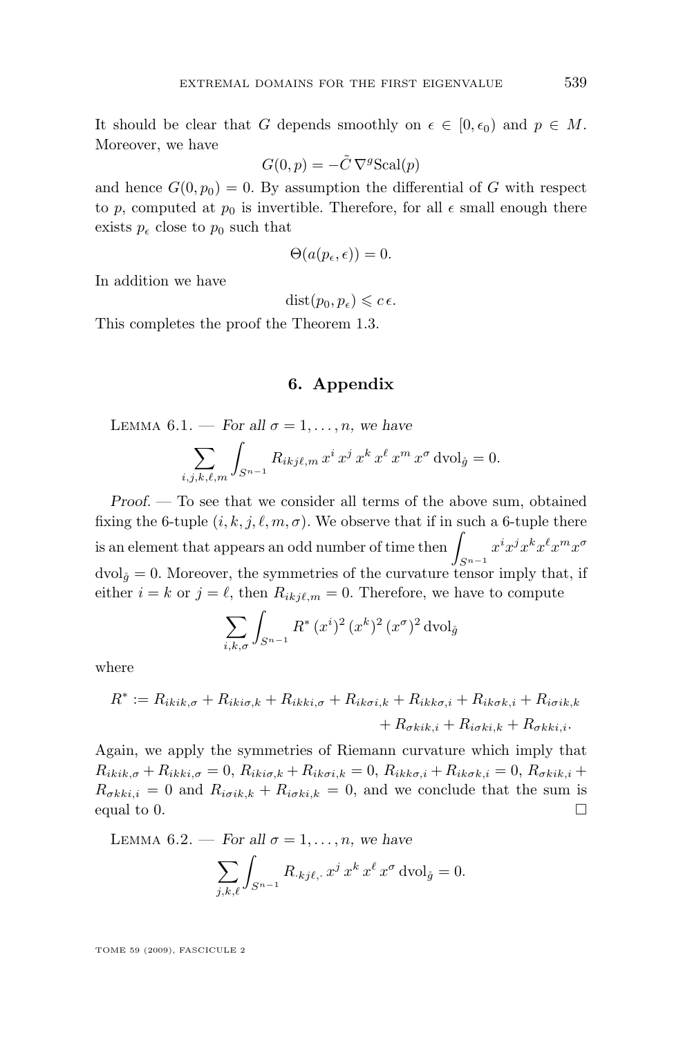It should be clear that $G$ depends smoothly on $\epsilon \in [0, \epsilon_0)$ and $p \in M$. Moreover, we have

$$G(0,p) = -\tilde{C}\,\nabla^g \mathrm{Scal}(p)$$

and hence $G(0,p_0) = 0$. By assumption the differential of $G$ with respect to $p$, computed at $p_0$ is invertible. Therefore, for all $\epsilon$ small enough there exists $p_\epsilon$ close to $p_0$ such that

$$\Theta(a(p_\epsilon, \epsilon)) = 0.$$

In addition we have

$$\mathrm{dist}(p_0, p_\epsilon) \leqslant c\,\epsilon.$$

This completes the proof the Theorem 1.3.

## 6. Appendix

Lemma 6.1. — *For all $\sigma = 1, \dots, n$, we have*

$$\sum_{i,j,k,\ell,m} \int_{S^{n-1}} R_{ikj\ell,m}\, x^i\, x^j\, x^k\, x^\ell\, x^m\, x^\sigma\, \mathrm{dvol}_{\mathring{g}} = 0.$$

*Proof.* — To see that we consider all terms of the above sum, obtained fixing the 6-tuple $(i, k, j, \ell, m, \sigma)$. We observe that if in such a 6-tuple there is an element that appears an odd number of time then $\int_{S^{n-1}} x^i x^j x^k x^\ell x^m x^\sigma$ $\mathrm{dvol}_{\mathring{g}} = 0$. Moreover, the symmetries of the curvature tensor imply that, if either $i = k$ or $j = \ell$, then $R_{ikj\ell,m} = 0$. Therefore, we have to compute

$$\sum_{i,k,\sigma} \int_{S^{n-1}} R^*\, (x^i)^2\, (x^k)^2\, (x^\sigma)^2\, \mathrm{dvol}_{\mathring{g}}$$

where

$$R^* := R_{ikik,\sigma} + R_{iki\sigma,k} + R_{ikki,\sigma} + R_{ik\sigma i,k} + R_{ikk\sigma,i} + R_{ik\sigma k,i} + R_{i\sigma ik,k} + R_{\sigma kik,i} + R_{i\sigma ki,k} + R_{\sigma kki,i}.$$

Again, we apply the symmetries of Riemann curvature which imply that $R_{ikik,\sigma} + R_{ikki,\sigma} = 0$, $R_{iki\sigma,k} + R_{ik\sigma i,k} = 0$, $R_{ikk\sigma,i} + R_{ik\sigma k,i} = 0$, $R_{\sigma kik,i} + R_{\sigma kki,i} = 0$ and $R_{i\sigma ik,k} + R_{i\sigma ki,k} = 0$, and we conclude that the sum is equal to 0. $\square$

Lemma 6.2. — *For all $\sigma = 1, \dots, n$, we have*

$$\sum_{j,k,\ell} \int_{S^{n-1}} R_{\cdot kj\ell,\cdot}\, x^j\, x^k\, x^\ell\, x^\sigma\, \mathrm{dvol}_{\mathring{g}} = 0.$$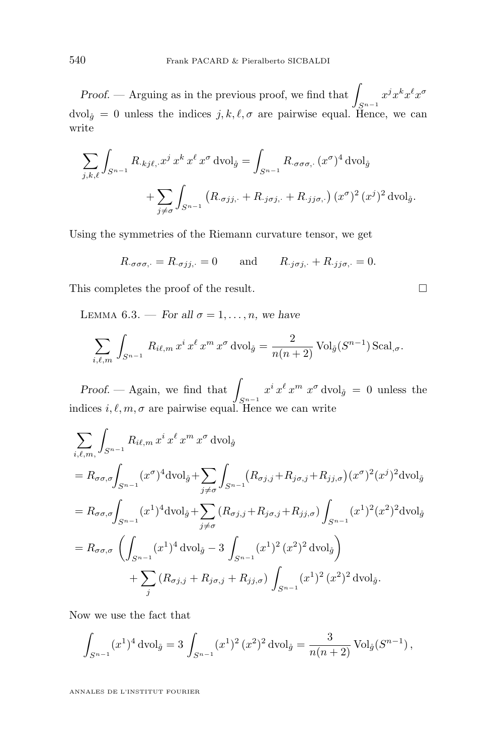*Proof.* — Arguing as in the previous proof, we find that $\int_{S^{n-1}} x^j x^k x^\ell x^\sigma \, \mathrm{dvol}_{\mathring{g}} = 0$ unless the indices $j, k, \ell, \sigma$ are pairwise equal. Hence, we can write

$$\sum_{j,k,\ell} \int_{S^{n-1}} R_{\cdot kj\ell,\cdot} x^j \, x^k \, x^\ell \, x^\sigma \, \mathrm{dvol}_{\mathring{g}} = \int_{S^{n-1}} R_{\cdot\sigma\sigma\sigma,\cdot} \, (x^\sigma)^4 \, \mathrm{dvol}_{\mathring{g}}$$
$$+ \sum_{j \neq \sigma} \int_{S^{n-1}} \left( R_{\cdot\sigma jj,\cdot} + R_{\cdot j\sigma j,\cdot} + R_{\cdot jj\sigma,\cdot} \right) (x^\sigma)^2 \, (x^j)^2 \, \mathrm{dvol}_{\mathring{g}}.$$

Using the symmetries of the Riemann curvature tensor, we get

$$R_{\cdot\sigma\sigma\sigma,\cdot} = R_{\cdot\sigma jj,\cdot} = 0 \qquad \text{and} \qquad R_{\cdot j\sigma j,\cdot} + R_{\cdot jj\sigma,\cdot} = 0.$$

This completes the proof of the result. □

**Lemma 6.3.** — *For all $\sigma = 1, \ldots, n$, we have*

$$\sum_{i,\ell,m} \int_{S^{n-1}} R_{i\ell,m} \, x^i \, x^\ell \, x^m \, x^\sigma \, \mathrm{dvol}_{\mathring{g}} = \frac{2}{n(n+2)} \, \mathrm{Vol}_{\mathring{g}}(S^{n-1}) \, \mathrm{Scal}_{,\sigma}.$$

*Proof.* — Again, we find that $\int_{S^{n-1}} x^i \, x^\ell \, x^m \, x^\sigma \, \mathrm{dvol}_{\mathring{g}} = 0$ unless the indices $i, \ell, m, \sigma$ are pairwise equal. Hence we can write

$$\begin{aligned}
&\sum_{i,\ell,m,} \int_{S^{n-1}} R_{i\ell,m} \, x^i \, x^\ell \, x^m \, x^\sigma \, \mathrm{dvol}_{\mathring{g}} \\
&= R_{\sigma\sigma,\sigma} \int_{S^{n-1}} (x^\sigma)^4 \mathrm{dvol}_{\mathring{g}} + \sum_{j \neq \sigma} \int_{S^{n-1}} \left( R_{\sigma j,j} + R_{j\sigma,j} + R_{jj,\sigma} \right) (x^\sigma)^2 (x^j)^2 \mathrm{dvol}_{\mathring{g}} \\
&= R_{\sigma\sigma,\sigma} \int_{S^{n-1}} (x^1)^4 \mathrm{dvol}_{\mathring{g}} + \sum_{j \neq \sigma} \left( R_{\sigma j,j} + R_{j\sigma,j} + R_{jj,\sigma} \right) \int_{S^{n-1}} (x^1)^2 (x^2)^2 \mathrm{dvol}_{\mathring{g}} \\
&= R_{\sigma\sigma,\sigma} \left( \int_{S^{n-1}} (x^1)^4 \, \mathrm{dvol}_{\mathring{g}} - 3 \int_{S^{n-1}} (x^1)^2 \, (x^2)^2 \, \mathrm{dvol}_{\mathring{g}} \right) \\
&\qquad + \sum_j \left( R_{\sigma j,j} + R_{j\sigma,j} + R_{jj,\sigma} \right) \int_{S^{n-1}} (x^1)^2 \, (x^2)^2 \, \mathrm{dvol}_{\mathring{g}}.
\end{aligned}$$

Now we use the fact that

$$\int_{S^{n-1}} (x^1)^4 \, \mathrm{dvol}_{\mathring{g}} = 3 \int_{S^{n-1}} (x^1)^2 \, (x^2)^2 \, \mathrm{dvol}_{\mathring{g}} = \frac{3}{n(n+2)} \, \mathrm{Vol}_{\mathring{g}}(S^{n-1}) \, ,$$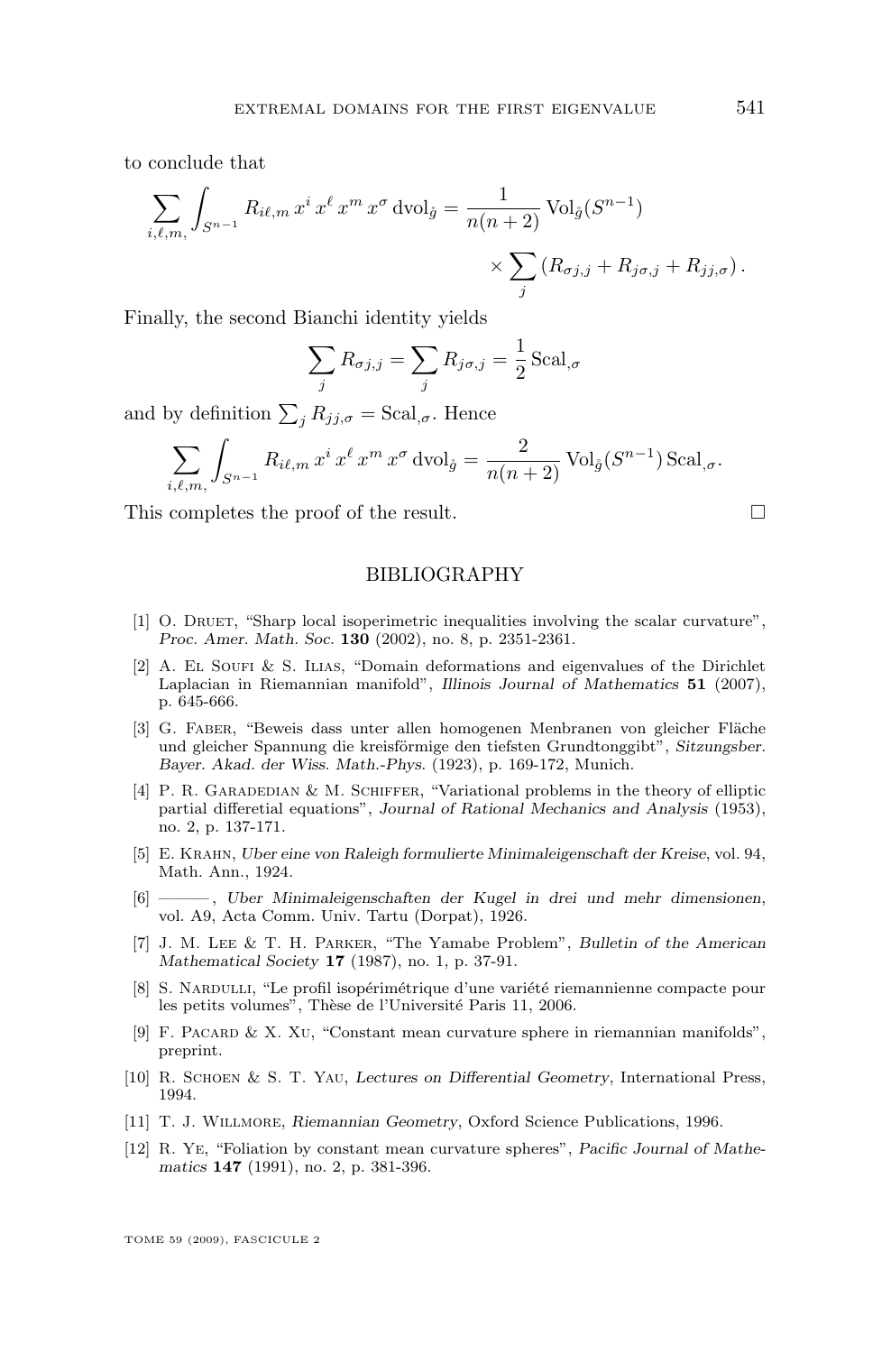to conclude that

$$\sum_{i,\ell,m,} \int_{S^{n-1}} R_{i\ell,m}\, x^i\, x^\ell\, x^m\, x^\sigma \,\mathrm{dvol}_{\mathring{g}} = \frac{1}{n(n+2)} \,\mathrm{Vol}_{\mathring{g}}(S^{n-1}) \times \sum_j \left(R_{\sigma j,j} + R_{j\sigma,j} + R_{jj,\sigma}\right).$$

Finally, the second Bianchi identity yields

$$\sum_j R_{\sigma j,j} = \sum_j R_{j\sigma,j} = \frac{1}{2}\,\mathrm{Scal}_{,\sigma}$$

and by definition $\sum_j R_{jj,\sigma} = \mathrm{Scal}_{,\sigma}$. Hence

$$\sum_{i,\ell,m,} \int_{S^{n-1}} R_{i\ell,m}\, x^i\, x^\ell\, x^m\, x^\sigma \,\mathrm{dvol}_{\mathring{g}} = \frac{2}{n(n+2)} \,\mathrm{Vol}_{\mathring{g}}(S^{n-1})\,\mathrm{Scal}_{,\sigma}.$$

This completes the proof of the result. □

## BIBLIOGRAPHY

[1] O. Druet, "Sharp local isoperimetric inequalities involving the scalar curvature", *Proc. Amer. Math. Soc.* **130** (2002), no. 8, p. 2351-2361.

[2] A. El Soufi & S. Ilias, "Domain deformations and eigenvalues of the Dirichlet Laplacian in Riemannian manifold", *Illinois Journal of Mathematics* **51** (2007), p. 645-666.

[3] G. Faber, "Beweis dass unter allen homogenen Menbranen von gleicher Fläche und gleicher Spannung die kreisförmige den tiefsten Grundtonggibt", *Sitzungsber. Bayer. Akad. der Wiss. Math.-Phys.* (1923), p. 169-172, Munich.

[4] P. R. Garadedian & M. Schiffer, "Variational problems in the theory of elliptic partial differetial equations", *Journal of Rational Mechanics and Analysis* (1953), no. 2, p. 137-171.

[5] E. Krahn, *Uber eine von Raleigh formulierte Minimaleigenschaft der Kreise*, vol. 94, Math. Ann., 1924.

[6] ———, *Uber Minimaleigenschaften der Kugel in drei und mehr dimensionen*, vol. A9, Acta Comm. Univ. Tartu (Dorpat), 1926.

[7] J. M. Lee & T. H. Parker, "The Yamabe Problem", *Bulletin of the American Mathematical Society* **17** (1987), no. 1, p. 37-91.

[8] S. Nardulli, "Le profil isopérimétrique d'une variété riemannienne compacte pour les petits volumes", Thèse de l'Université Paris 11, 2006.

[9] F. Pacard & X. Xu, "Constant mean curvature sphere in riemannian manifolds", preprint.

[10] R. Schoen & S. T. Yau, *Lectures on Differential Geometry*, International Press, 1994.

[11] T. J. Willmore, *Riemannian Geometry*, Oxford Science Publications, 1996.

[12] R. Ye, "Foliation by constant mean curvature spheres", *Pacific Journal of Mathematics* **147** (1991), no. 2, p. 381-396.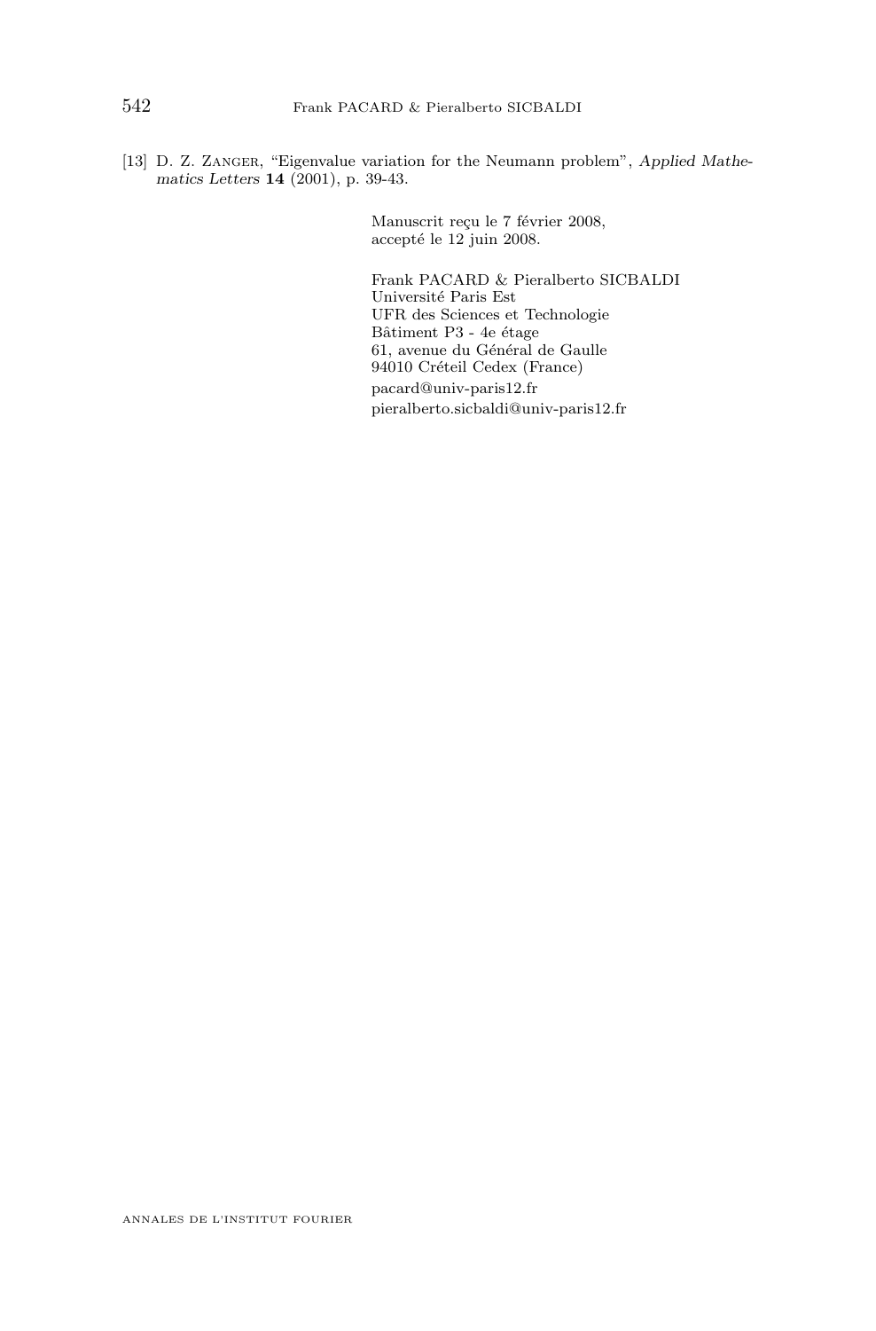[13] D. Z. Zanger, "Eigenvalue variation for the Neumann problem", *Applied Mathematics Letters* **14** (2001), p. 39-43.

Manuscrit reçu le 7 février 2008,
accepté le 12 juin 2008.

Frank PACARD & Pieralberto SICBALDI
Université Paris Est
UFR des Sciences et Technologie
Bâtiment P3 - 4e étage
61, avenue du Général de Gaulle
94010 Créteil Cedex (France)
pacard@univ-paris12.fr
pieralberto.sicbaldi@univ-paris12.fr